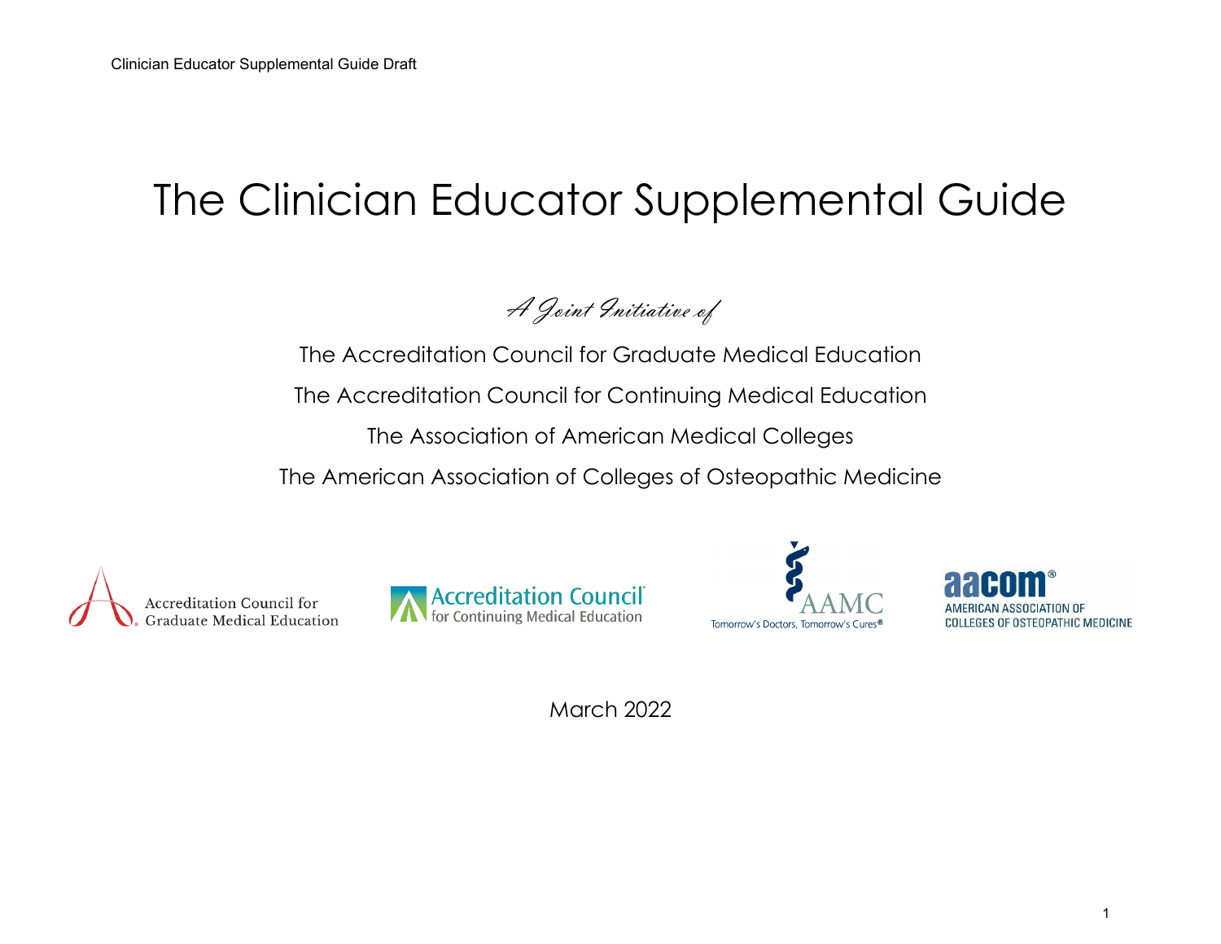# The Clinician Educator Supplemental Guide

*A Joint Initiative of*

The Accreditation Council for Graduate Medical Education

The Accreditation Council for Continuing Medical Education

The Association of American Medical Colleges

The American Association of Colleges of Osteopathic Medicine

March 2022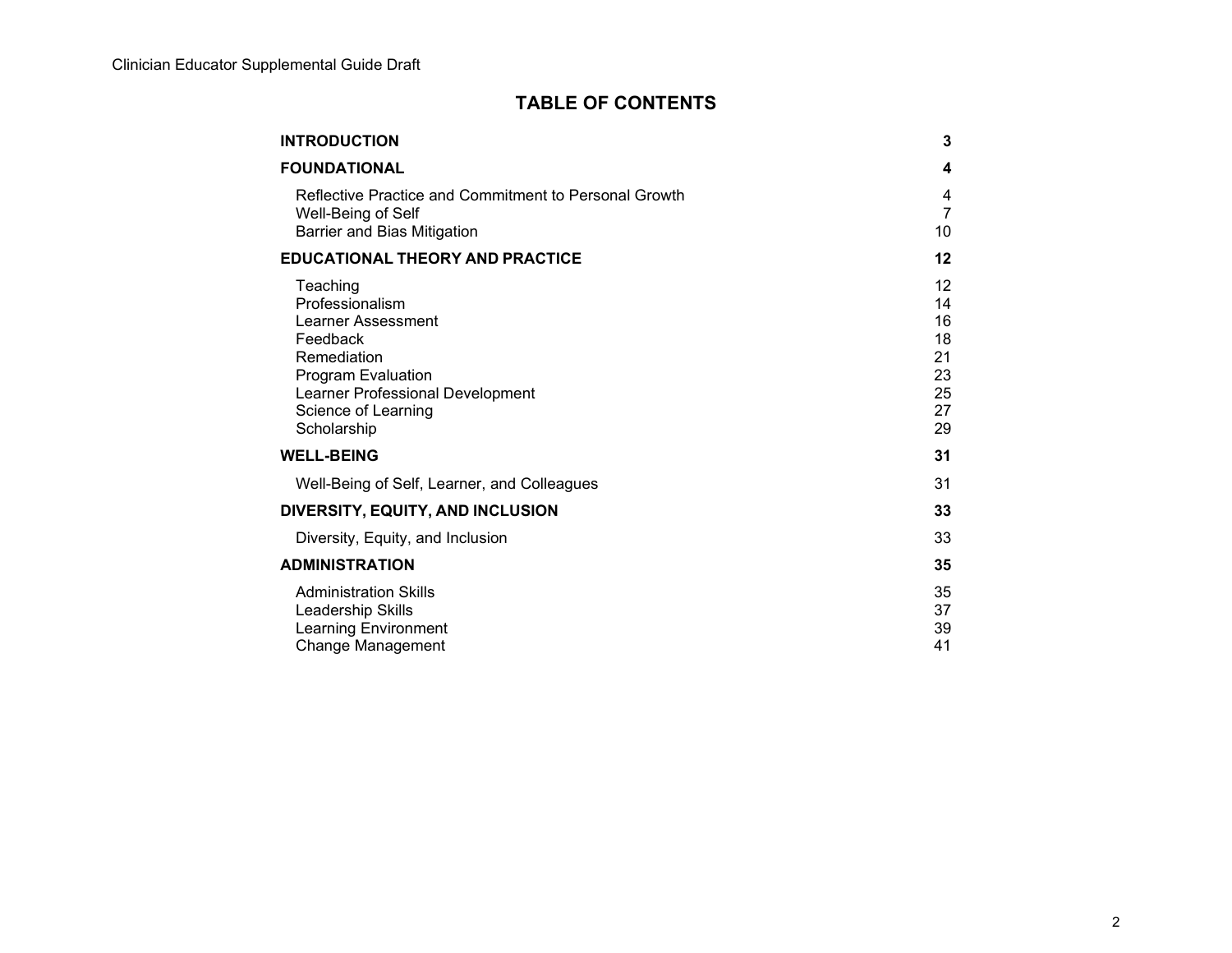# TABLE OF CONTENTS

| | |
|---|---|
| **INTRODUCTION** | **3** |
| **FOUNDATIONAL** | **4** |
| Reflective Practice and Commitment to Personal Growth | 4 |
| Well-Being of Self | 7 |
| Barrier and Bias Mitigation | 10 |
| **EDUCATIONAL THEORY AND PRACTICE** | **12** |
| Teaching | 12 |
| Professionalism | 14 |
| Learner Assessment | 16 |
| Feedback | 18 |
| Remediation | 21 |
| Program Evaluation | 23 |
| Learner Professional Development | 25 |
| Science of Learning | 27 |
| Scholarship | 29 |
| **WELL-BEING** | **31** |
| Well-Being of Self, Learner, and Colleagues | 31 |
| **DIVERSITY, EQUITY, AND INCLUSION** | **33** |
| Diversity, Equity, and Inclusion | 33 |
| **ADMINISTRATION** | **35** |
| Administration Skills | 35 |
| Leadership Skills | 37 |
| Learning Environment | 39 |
| Change Management | 41 |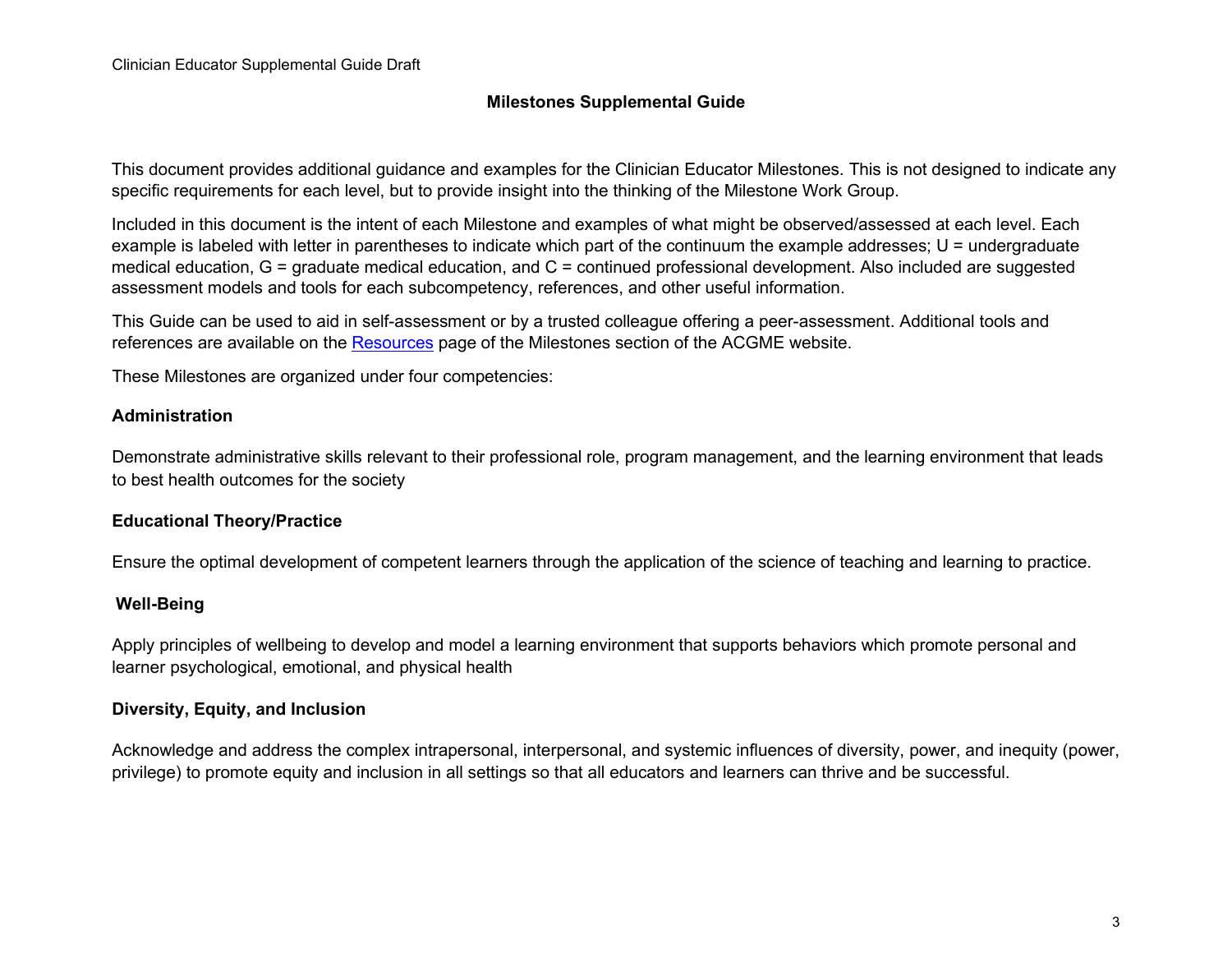# Milestones Supplemental Guide

This document provides additional guidance and examples for the Clinician Educator Milestones. This is not designed to indicate any specific requirements for each level, but to provide insight into the thinking of the Milestone Work Group.

Included in this document is the intent of each Milestone and examples of what might be observed/assessed at each level. Each example is labeled with letter in parentheses to indicate which part of the continuum the example addresses; U = undergraduate medical education, G = graduate medical education, and C = continued professional development. Also included are suggested assessment models and tools for each subcompetency, references, and other useful information.

This Guide can be used to aid in self-assessment or by a trusted colleague offering a peer-assessment. Additional tools and references are available on the [Resources](Resources) page of the Milestones section of the ACGME website.

These Milestones are organized under four competencies:

## Administration

Demonstrate administrative skills relevant to their professional role, program management, and the learning environment that leads to best health outcomes for the society

## Educational Theory/Practice

Ensure the optimal development of competent learners through the application of the science of teaching and learning to practice.

## Well-Being

Apply principles of wellbeing to develop and model a learning environment that supports behaviors which promote personal and learner psychological, emotional, and physical health

## Diversity, Equity, and Inclusion

Acknowledge and address the complex intrapersonal, interpersonal, and systemic influences of diversity, power, and inequity (power, privilege) to promote equity and inclusion in all settings so that all educators and learners can thrive and be successful.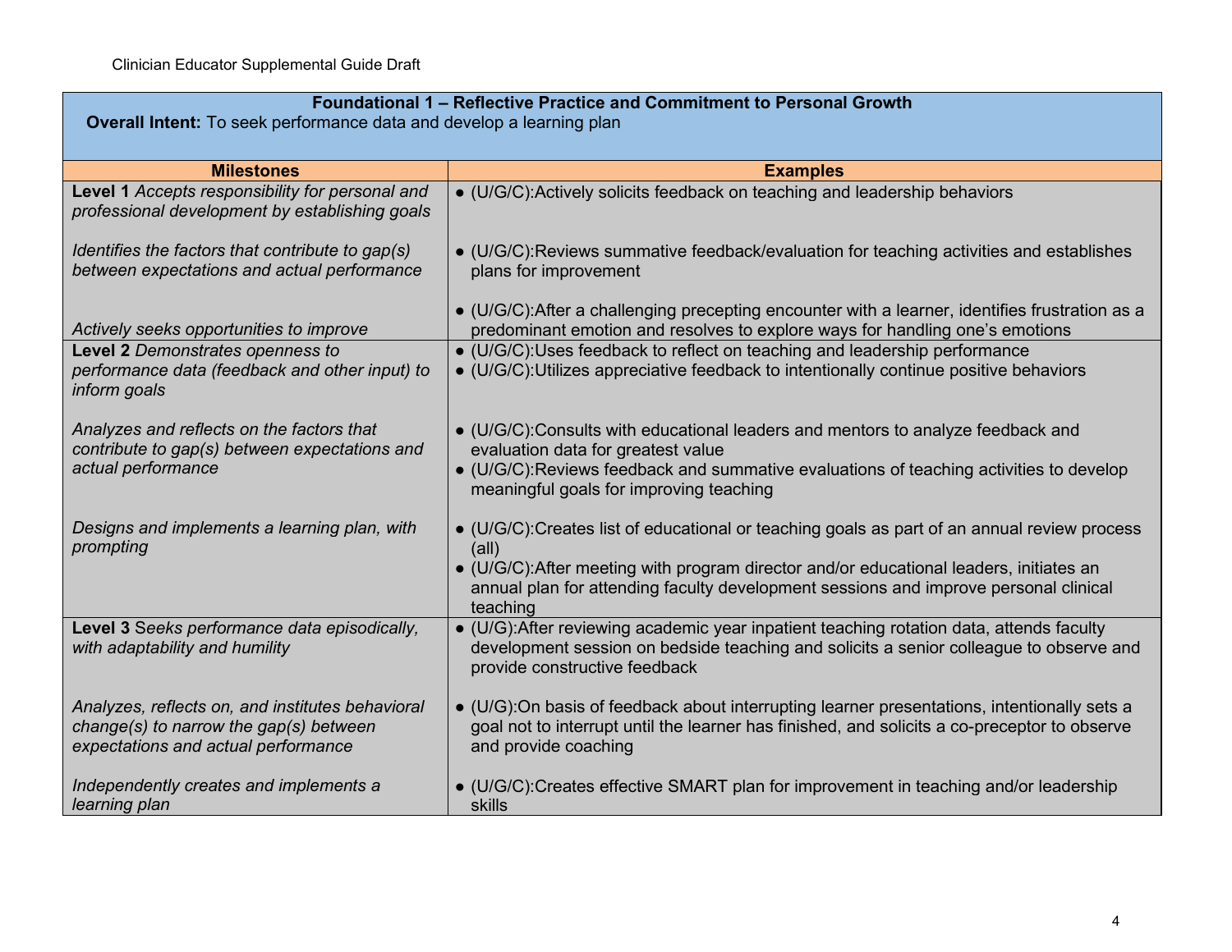| **Foundational 1 – Reflective Practice and Commitment to Personal Growth**<br>**Overall Intent:** To seek performance data and develop a learning plan | |
|---|---|
| **Milestones** | **Examples** |
| **Level 1** *Accepts responsibility for personal and professional development by establishing goals*<br><br>*Identifies the factors that contribute to gap(s) between expectations and actual performance*<br><br>*Actively seeks opportunities to improve* | ● (U/G/C):Actively solicits feedback on teaching and leadership behaviors<br><br>● (U/G/C):Reviews summative feedback/evaluation for teaching activities and establishes plans for improvement<br><br>● (U/G/C):After a challenging precepting encounter with a learner, identifies frustration as a predominant emotion and resolves to explore ways for handling one's emotions |
| **Level 2** *Demonstrates openness to performance data (feedback and other input) to inform goals*<br><br>*Analyzes and reflects on the factors that contribute to gap(s) between expectations and actual performance*<br><br>*Designs and implements a learning plan, with prompting* | ● (U/G/C):Uses feedback to reflect on teaching and leadership performance<br>● (U/G/C):Utilizes appreciative feedback to intentionally continue positive behaviors<br><br>● (U/G/C):Consults with educational leaders and mentors to analyze feedback and evaluation data for greatest value<br>● (U/G/C):Reviews feedback and summative evaluations of teaching activities to develop meaningful goals for improving teaching<br><br>● (U/G/C):Creates list of educational or teaching goals as part of an annual review process (all)<br>● (U/G/C):After meeting with program director and/or educational leaders, initiates an annual plan for attending faculty development sessions and improve personal clinical teaching |
| **Level 3** *Seeks performance data episodically, with adaptability and humility*<br><br>*Analyzes, reflects on, and institutes behavioral change(s) to narrow the gap(s) between expectations and actual performance*<br><br>*Independently creates and implements a learning plan* | ● (U/G):After reviewing academic year inpatient teaching rotation data, attends faculty development session on bedside teaching and solicits a senior colleague to observe and provide constructive feedback<br><br>● (U/G):On basis of feedback about interrupting learner presentations, intentionally sets a goal not to interrupt until the learner has finished, and solicits a co-preceptor to observe and provide coaching<br><br>● (U/G/C):Creates effective SMART plan for improvement in teaching and/or leadership skills |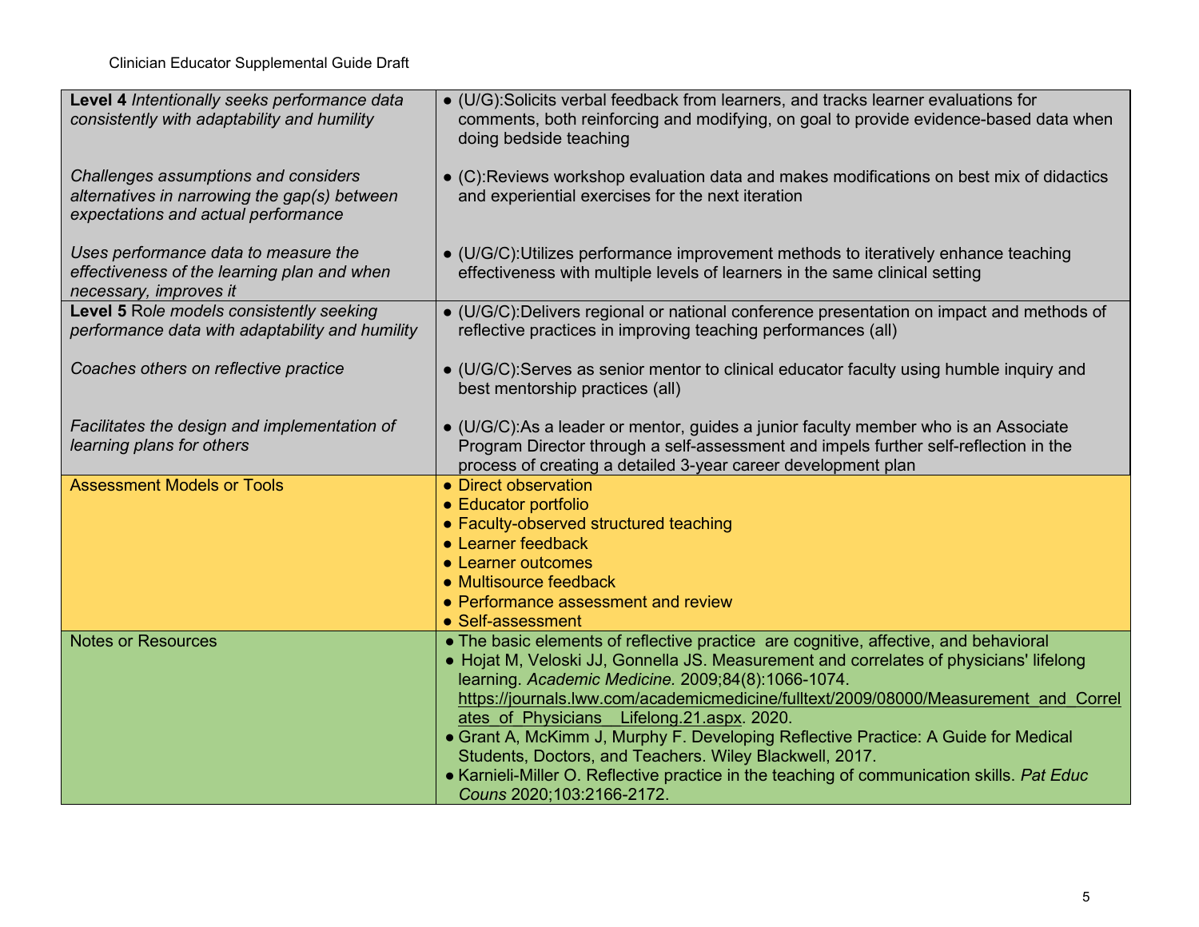| | |
|---|---|
| **Level 4** *Intentionally seeks performance data consistently with adaptability and humility*<br><br>*Challenges assumptions and considers alternatives in narrowing the gap(s) between expectations and actual performance*<br><br>*Uses performance data to measure the effectiveness of the learning plan and when necessary, improves it* | ● (U/G):Solicits verbal feedback from learners, and tracks learner evaluations for comments, both reinforcing and modifying, on goal to provide evidence-based data when doing bedside teaching<br><br>● (C):Reviews workshop evaluation data and makes modifications on best mix of didactics and experiential exercises for the next iteration<br><br>● (U/G/C):Utilizes performance improvement methods to iteratively enhance teaching effectiveness with multiple levels of learners in the same clinical setting |
| **Level 5** *Role models consistently seeking performance data with adaptability and humility*<br><br>*Coaches others on reflective practice*<br><br>*Facilitates the design and implementation of learning plans for others* | ● (U/G/C):Delivers regional or national conference presentation on impact and methods of reflective practices in improving teaching performances (all)<br><br>● (U/G/C):Serves as senior mentor to clinical educator faculty using humble inquiry and best mentorship practices (all)<br><br>● (U/G/C):As a leader or mentor, guides a junior faculty member who is an Associate Program Director through a self-assessment and impels further self-reflection in the process of creating a detailed 3-year career development plan |
| Assessment Models or Tools | ● Direct observation<br>● Educator portfolio<br>● Faculty-observed structured teaching<br>● Learner feedback<br>● Learner outcomes<br>● Multisource feedback<br>● Performance assessment and review<br>● Self-assessment |
| Notes or Resources | ● The basic elements of reflective practice are cognitive, affective, and behavioral<br>● Hojat M, Veloski JJ, Gonnella JS. Measurement and correlates of physicians' lifelong learning. *Academic Medicine.* 2009;84(8):1066-1074. https://journals.lww.com/academicmedicine/fulltext/2009/08000/Measurement_and_Correlates_of_Physicians__Lifelong.21.aspx. 2020.<br>● Grant A, McKimm J, Murphy F. Developing Reflective Practice: A Guide for Medical Students, Doctors, and Teachers. Wiley Blackwell, 2017.<br>● Karnieli-Miller O. Reflective practice in the teaching of communication skills. *Pat Educ Couns* 2020;103:2166-2172. |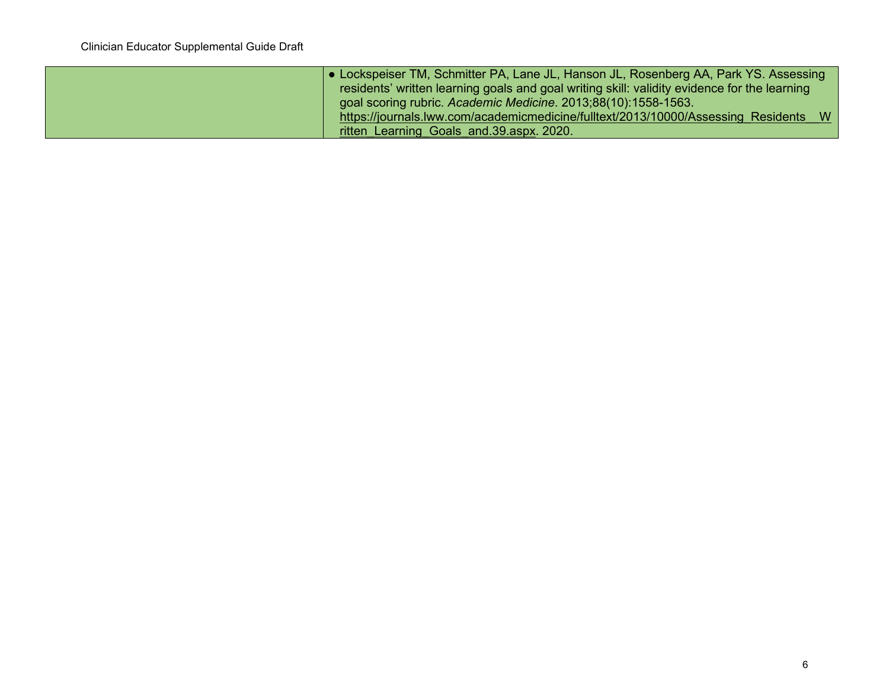| | |
|---|---|
| | • Lockspeiser TM, Schmitter PA, Lane JL, Hanson JL, Rosenberg AA, Park YS. Assessing residents' written learning goals and goal writing skill: validity evidence for the learning goal scoring rubric. *Academic Medicine*. 2013;88(10):1558-1563. https://journals.lww.com/academicmedicine/fulltext/2013/10000/Assessing_Residents__Written_Learning_Goals_and.39.aspx. 2020. |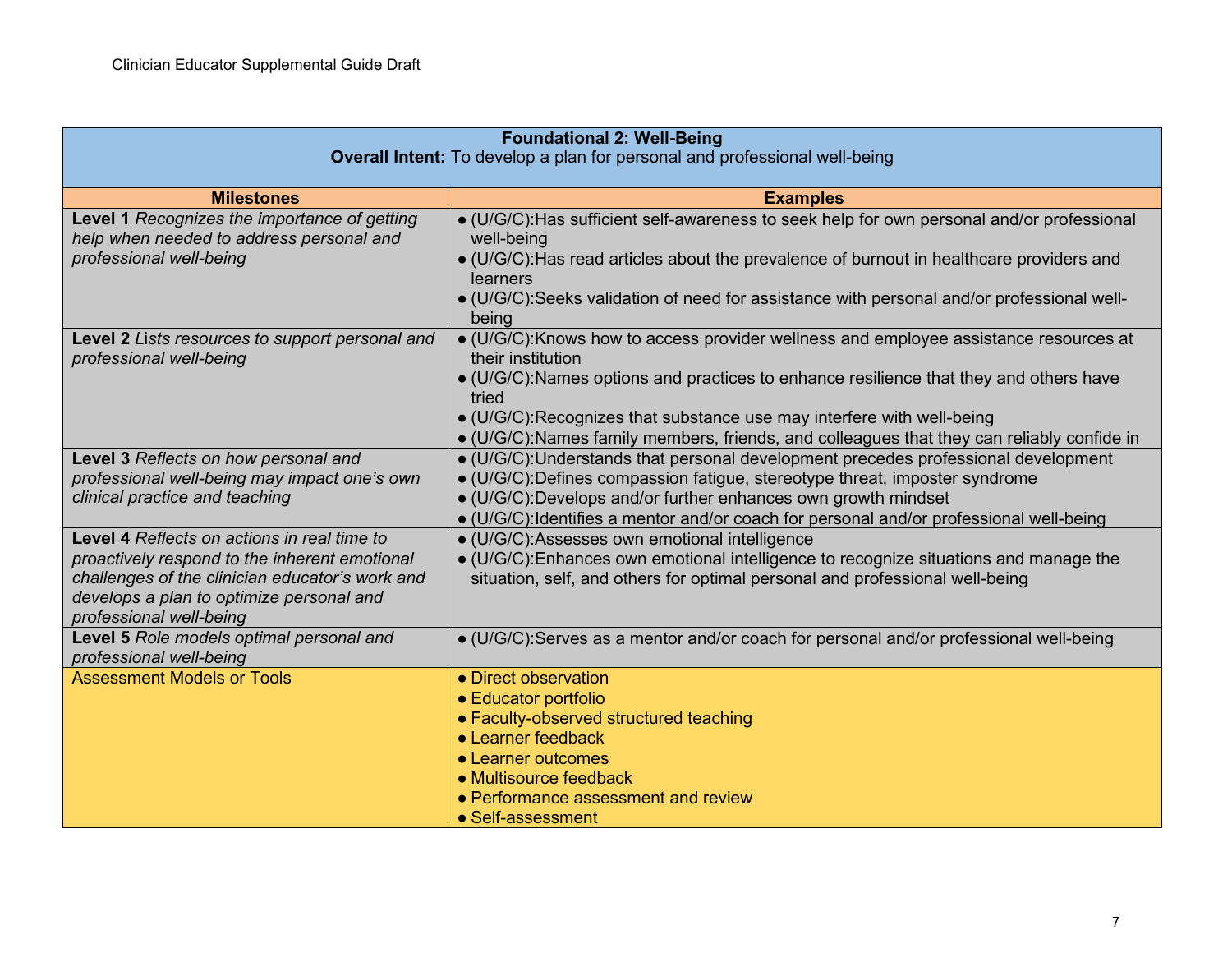| **Foundational 2: Well-Being**<br>**Overall Intent:** To develop a plan for personal and professional well-being | |
|---|---|
| **Milestones** | **Examples** |
| **Level 1** *Recognizes the importance of getting help when needed to address personal and professional well-being* | ● (U/G/C):Has sufficient self-awareness to seek help for own personal and/or professional well-being<br>● (U/G/C):Has read articles about the prevalence of burnout in healthcare providers and learners<br>● (U/G/C):Seeks validation of need for assistance with personal and/or professional well-being |
| **Level 2** *Lists resources to support personal and professional well-being* | ● (U/G/C):Knows how to access provider wellness and employee assistance resources at their institution<br>● (U/G/C):Names options and practices to enhance resilience that they and others have tried<br>● (U/G/C):Recognizes that substance use may interfere with well-being<br>● (U/G/C):Names family members, friends, and colleagues that they can reliably confide in |
| **Level 3** *Reflects on how personal and professional well-being may impact one's own clinical practice and teaching* | ● (U/G/C):Understands that personal development precedes professional development<br>● (U/G/C):Defines compassion fatigue, stereotype threat, imposter syndrome<br>● (U/G/C):Develops and/or further enhances own growth mindset<br>● (U/G/C):Identifies a mentor and/or coach for personal and/or professional well-being |
| **Level 4** *Reflects on actions in real time to proactively respond to the inherent emotional challenges of the clinician educator's work and develops a plan to optimize personal and professional well-being* | ● (U/G/C):Assesses own emotional intelligence<br>● (U/G/C):Enhances own emotional intelligence to recognize situations and manage the situation, self, and others for optimal personal and professional well-being |
| **Level 5** *Role models optimal personal and professional well-being* | ● (U/G/C):Serves as a mentor and/or coach for personal and/or professional well-being |
| Assessment Models or Tools | ● Direct observation<br>● Educator portfolio<br>● Faculty-observed structured teaching<br>● Learner feedback<br>● Learner outcomes<br>● Multisource feedback<br>● Performance assessment and review<br>● Self-assessment |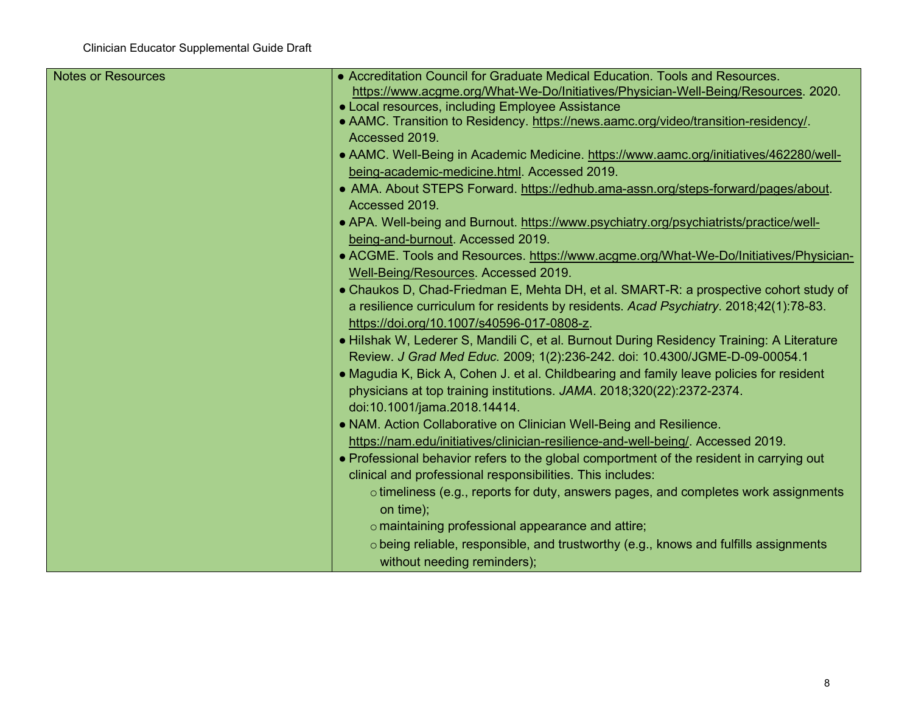| Notes or Resources | • Accreditation Council for Graduate Medical Education. Tools and Resources. https://www.acgme.org/What-We-Do/Initiatives/Physician-Well-Being/Resources. 2020.<br>• Local resources, including Employee Assistance<br>• AAMC. Transition to Residency. https://news.aamc.org/video/transition-residency/. Accessed 2019.<br>• AAMC. Well-Being in Academic Medicine. https://www.aamc.org/initiatives/462280/well-being-academic-medicine.html. Accessed 2019.<br>• AMA. About STEPS Forward. https://edhub.ama-assn.org/steps-forward/pages/about. Accessed 2019.<br>• APA. Well-being and Burnout. https://www.psychiatry.org/psychiatrists/practice/well-being-and-burnout. Accessed 2019.<br>• ACGME. Tools and Resources. https://www.acgme.org/What-We-Do/Initiatives/Physician-Well-Being/Resources. Accessed 2019.<br>• Chaukos D, Chad-Friedman E, Mehta DH, et al. SMART-R: a prospective cohort study of a resilience curriculum for residents by residents. *Acad Psychiatry*. 2018;42(1):78-83. https://doi.org/10.1007/s40596-017-0808-z.<br>• Hilshak W, Lederer S, Mandili C, et al. Burnout During Residency Training: A Literature Review. *J Grad Med Educ.* 2009; 1(2):236-242. doi: 10.4300/JGME-D-09-00054.1<br>• Magudia K, Bick A, Cohen J. et al. Childbearing and family leave policies for resident physicians at top training institutions. *JAMA*. 2018;320(22):2372-2374. doi:10.1001/jama.2018.14414.<br>• NAM. Action Collaborative on Clinician Well-Being and Resilience. https://nam.edu/initiatives/clinician-resilience-and-well-being/. Accessed 2019.<br>• Professional behavior refers to the global comportment of the resident in carrying out clinical and professional responsibilities. This includes:<br>&nbsp;&nbsp;&nbsp;&nbsp;o timeliness (e.g., reports for duty, answers pages, and completes work assignments on time);<br>&nbsp;&nbsp;&nbsp;&nbsp;o maintaining professional appearance and attire;<br>&nbsp;&nbsp;&nbsp;&nbsp;o being reliable, responsible, and trustworthy (e.g., knows and fulfills assignments without needing reminders); |
|---|---|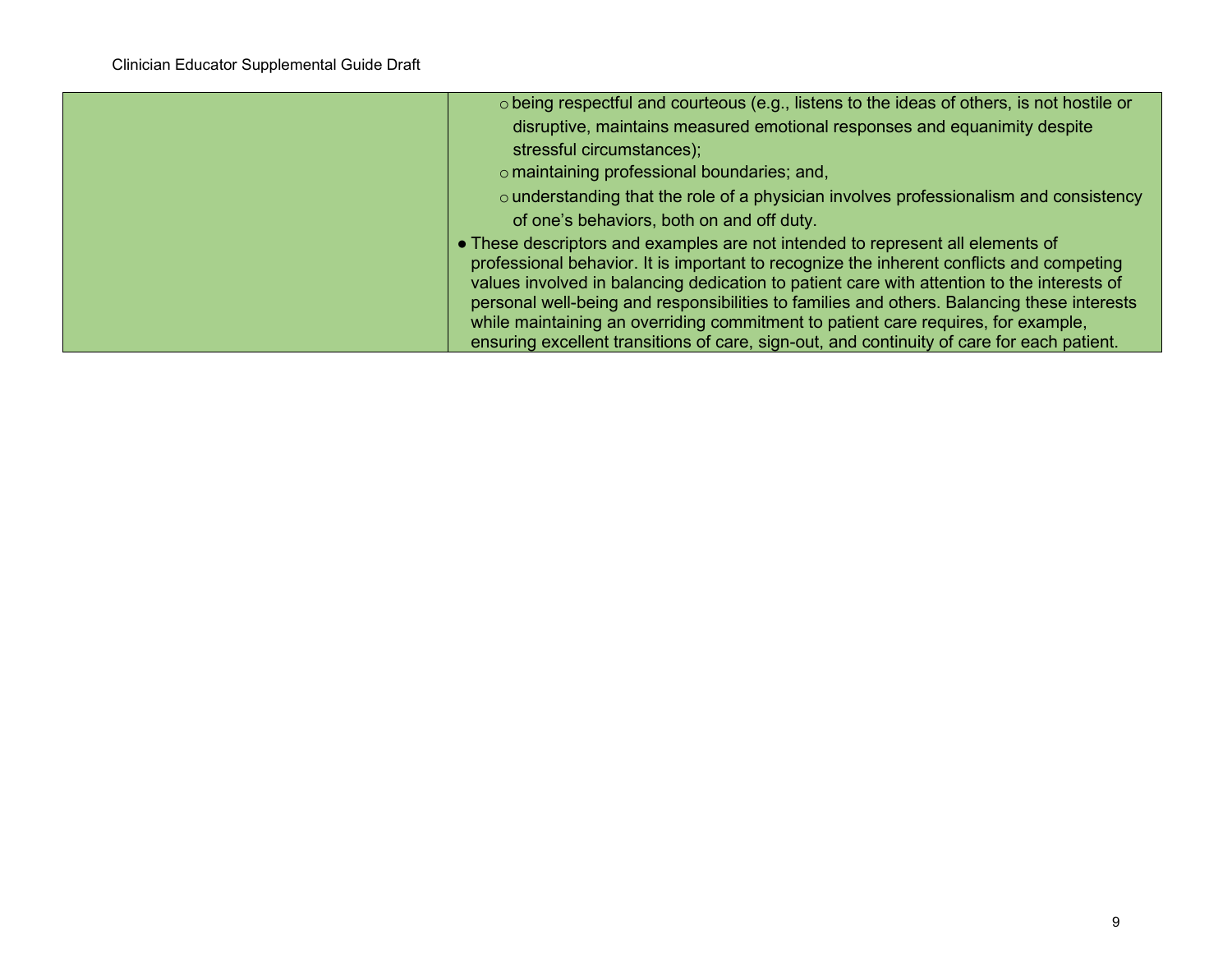| | |
|---|---|
| | ◦ being respectful and courteous (e.g., listens to the ideas of others, is not hostile or disruptive, maintains measured emotional responses and equanimity despite stressful circumstances);<br>◦ maintaining professional boundaries; and,<br>◦ understanding that the role of a physician involves professionalism and consistency of one's behaviors, both on and off duty.<br>• These descriptors and examples are not intended to represent all elements of professional behavior. It is important to recognize the inherent conflicts and competing values involved in balancing dedication to patient care with attention to the interests of personal well-being and responsibilities to families and others. Balancing these interests while maintaining an overriding commitment to patient care requires, for example, ensuring excellent transitions of care, sign-out, and continuity of care for each patient. |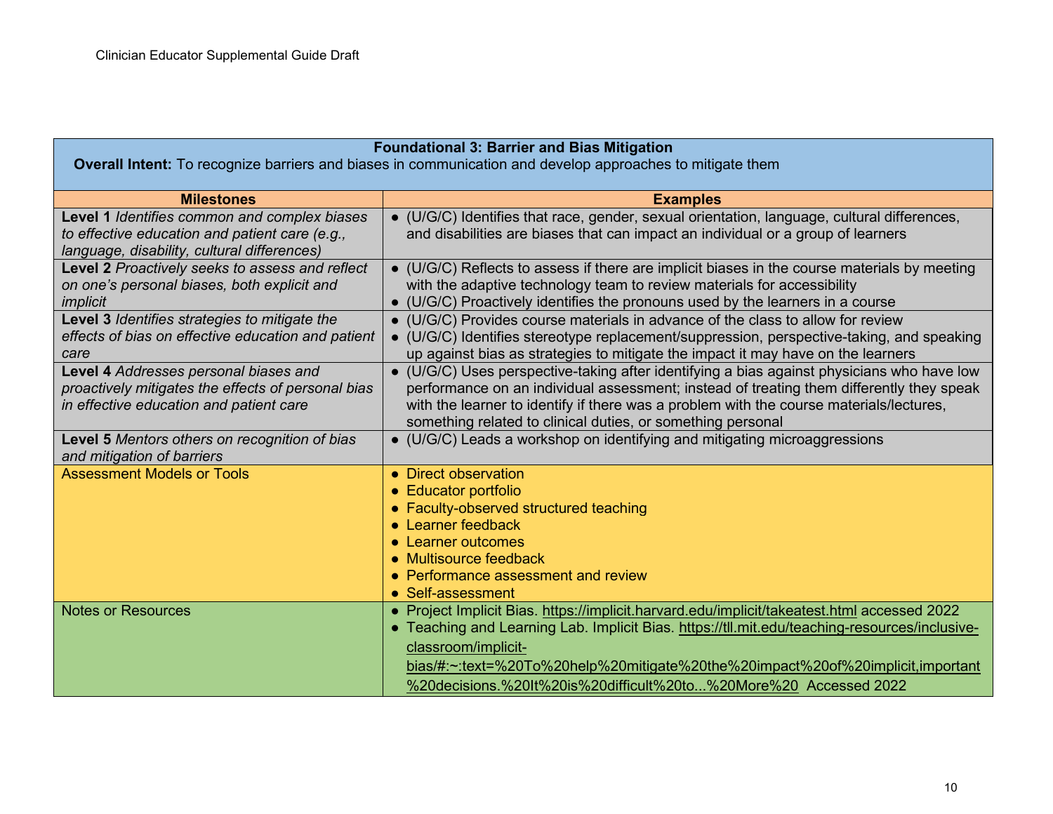| **Foundational 3: Barrier and Bias Mitigation**<br>**Overall Intent:** To recognize barriers and biases in communication and develop approaches to mitigate them | |
|---|---|
| **Milestones** | **Examples** |
| **Level 1** *Identifies common and complex biases to effective education and patient care (e.g., language, disability, cultural differences)* | ● (U/G/C) Identifies that race, gender, sexual orientation, language, cultural differences, and disabilities are biases that can impact an individual or a group of learners |
| **Level 2** *Proactively seeks to assess and reflect on one's personal biases, both explicit and implicit* | ● (U/G/C) Reflects to assess if there are implicit biases in the course materials by meeting with the adaptive technology team to review materials for accessibility<br>● (U/G/C) Proactively identifies the pronouns used by the learners in a course |
| **Level 3** *Identifies strategies to mitigate the effects of bias on effective education and patient care* | ● (U/G/C) Provides course materials in advance of the class to allow for review<br>● (U/G/C) Identifies stereotype replacement/suppression, perspective-taking, and speaking up against bias as strategies to mitigate the impact it may have on the learners |
| **Level 4** *Addresses personal biases and proactively mitigates the effects of personal bias in effective education and patient care* | ● (U/G/C) Uses perspective-taking after identifying a bias against physicians who have low performance on an individual assessment; instead of treating them differently they speak with the learner to identify if there was a problem with the course materials/lectures, something related to clinical duties, or something personal |
| **Level 5** *Mentors others on recognition of bias and mitigation of barriers* | ● (U/G/C) Leads a workshop on identifying and mitigating microaggressions |
| Assessment Models or Tools | ● Direct observation<br>● Educator portfolio<br>● Faculty-observed structured teaching<br>● Learner feedback<br>● Learner outcomes<br>● Multisource feedback<br>● Performance assessment and review<br>● Self-assessment |
| Notes or Resources | ● Project Implicit Bias. https://implicit.harvard.edu/implicit/takeatest.html accessed 2022<br>● Teaching and Learning Lab. Implicit Bias. https://tll.mit.edu/teaching-resources/inclusive-classroom/implicit-bias/#:~:text=%20To%20help%20mitigate%20the%20impact%20of%20implicit,important%20decisions.%20It%20is%20difficult%20to...%20More%20 Accessed 2022 |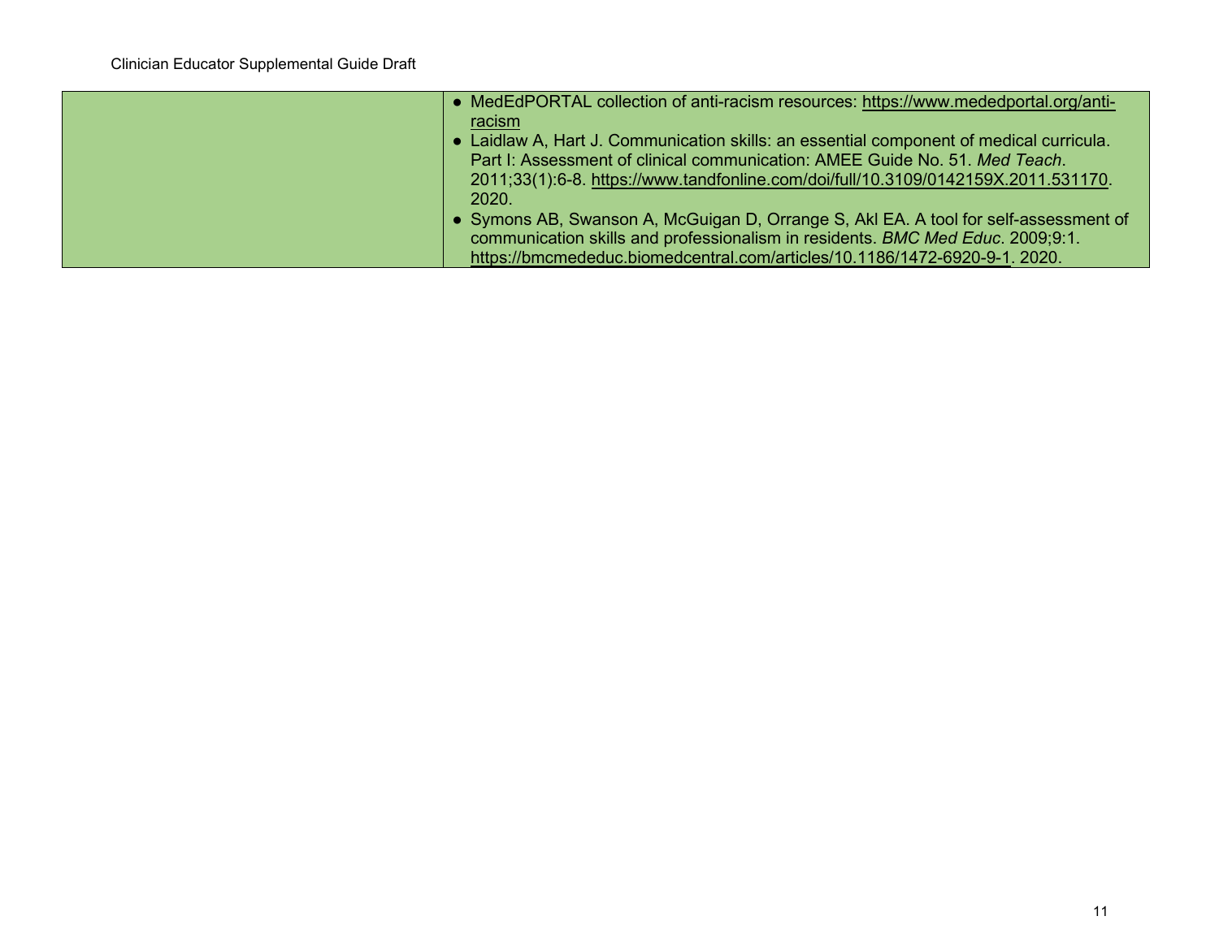| | |
|---|---|
| | • MedEdPORTAL collection of anti-racism resources: https://www.mededportal.org/anti-racism<br>• Laidlaw A, Hart J. Communication skills: an essential component of medical curricula. Part I: Assessment of clinical communication: AMEE Guide No. 51. *Med Teach*. 2011;33(1):6-8. https://www.tandfonline.com/doi/full/10.3109/0142159X.2011.531170. 2020.<br>• Symons AB, Swanson A, McGuigan D, Orrange S, Akl EA. A tool for self-assessment of communication skills and professionalism in residents. *BMC Med Educ*. 2009;9:1. https://bmcmededuc.biomedcentral.com/articles/10.1186/1472-6920-9-1. 2020. |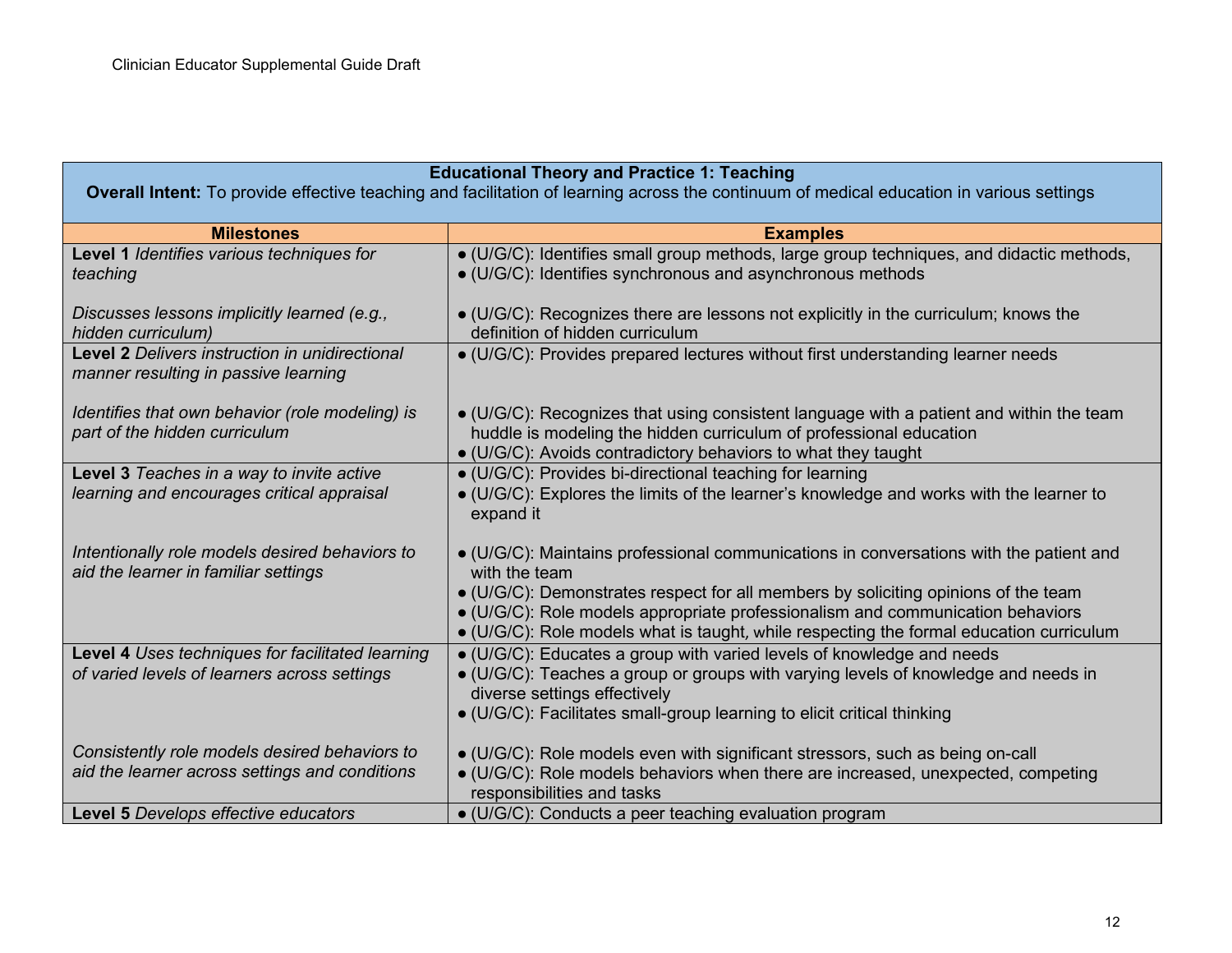| **Educational Theory and Practice 1: Teaching**<br>**Overall Intent:** To provide effective teaching and facilitation of learning across the continuum of medical education in various settings | |
|---|---|
| **Milestones** | **Examples** |
| **Level 1** *Identifies various techniques for teaching*<br><br>*Discusses lessons implicitly learned (e.g., hidden curriculum)* | ● (U/G/C): Identifies small group methods, large group techniques, and didactic methods,<br>● (U/G/C): Identifies synchronous and asynchronous methods<br><br>● (U/G/C): Recognizes there are lessons not explicitly in the curriculum; knows the definition of hidden curriculum |
| **Level 2** *Delivers instruction in unidirectional manner resulting in passive learning*<br><br>*Identifies that own behavior (role modeling) is part of the hidden curriculum* | ● (U/G/C): Provides prepared lectures without first understanding learner needs<br><br>● (U/G/C): Recognizes that using consistent language with a patient and within the team huddle is modeling the hidden curriculum of professional education<br>● (U/G/C): Avoids contradictory behaviors to what they taught |
| **Level 3** *Teaches in a way to invite active learning and encourages critical appraisal*<br><br>*Intentionally role models desired behaviors to aid the learner in familiar settings* | ● (U/G/C): Provides bi-directional teaching for learning<br>● (U/G/C): Explores the limits of the learner's knowledge and works with the learner to expand it<br><br>● (U/G/C): Maintains professional communications in conversations with the patient and with the team<br>● (U/G/C): Demonstrates respect for all members by soliciting opinions of the team<br>● (U/G/C): Role models appropriate professionalism and communication behaviors<br>● (U/G/C): Role models what is taught, while respecting the formal education curriculum |
| **Level 4** *Uses techniques for facilitated learning of varied levels of learners across settings*<br><br>*Consistently role models desired behaviors to aid the learner across settings and conditions* | ● (U/G/C): Educates a group with varied levels of knowledge and needs<br>● (U/G/C): Teaches a group or groups with varying levels of knowledge and needs in diverse settings effectively<br>● (U/G/C): Facilitates small-group learning to elicit critical thinking<br><br>● (U/G/C): Role models even with significant stressors, such as being on-call<br>● (U/G/C): Role models behaviors when there are increased, unexpected, competing responsibilities and tasks |
| **Level 5** *Develops effective educators* | ● (U/G/C): Conducts a peer teaching evaluation program |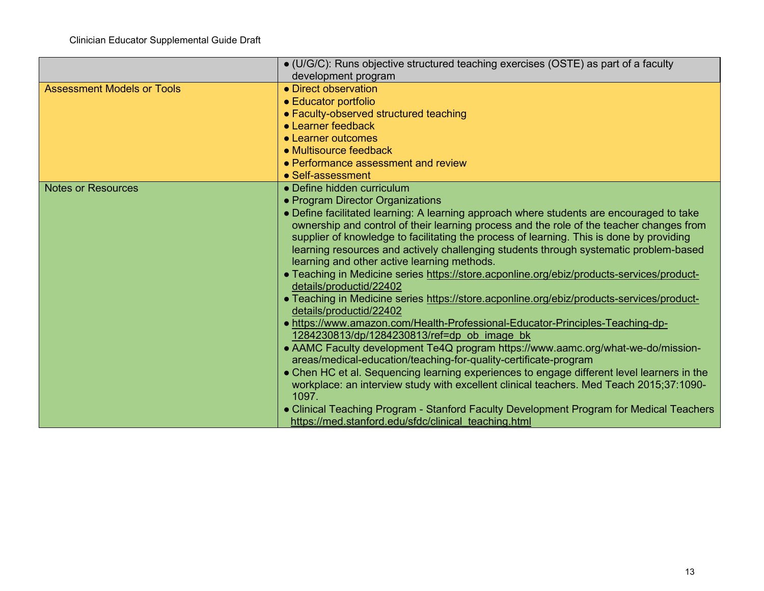|  |  |
|---|---|
|  | • (U/G/C): Runs objective structured teaching exercises (OSTE) as part of a faculty development program |
| Assessment Models or Tools | • Direct observation<br>• Educator portfolio<br>• Faculty-observed structured teaching<br>• Learner feedback<br>• Learner outcomes<br>• Multisource feedback<br>• Performance assessment and review<br>• Self-assessment |
| Notes or Resources | • Define hidden curriculum<br>• Program Director Organizations<br>• Define facilitated learning: A learning approach where students are encouraged to take ownership and control of their learning process and the role of the teacher changes from supplier of knowledge to facilitating the process of learning. This is done by providing learning resources and actively challenging students through systematic problem-based learning and other active learning methods.<br>• Teaching in Medicine series https://store.acponline.org/ebiz/products-services/product-details/productid/22402<br>• Teaching in Medicine series https://store.acponline.org/ebiz/products-services/product-details/productid/22402<br>• https://www.amazon.com/Health-Professional-Educator-Principles-Teaching-dp-1284230813/dp/1284230813/ref=dp_ob_image_bk<br>• AAMC Faculty development Te4Q program https://www.aamc.org/what-we-do/mission-areas/medical-education/teaching-for-quality-certificate-program<br>• Chen HC et al. Sequencing learning experiences to engage different level learners in the workplace: an interview study with excellent clinical teachers. Med Teach 2015;37:1090-1097.<br>• Clinical Teaching Program - Stanford Faculty Development Program for Medical Teachers https://med.stanford.edu/sfdc/clinical_teaching.html |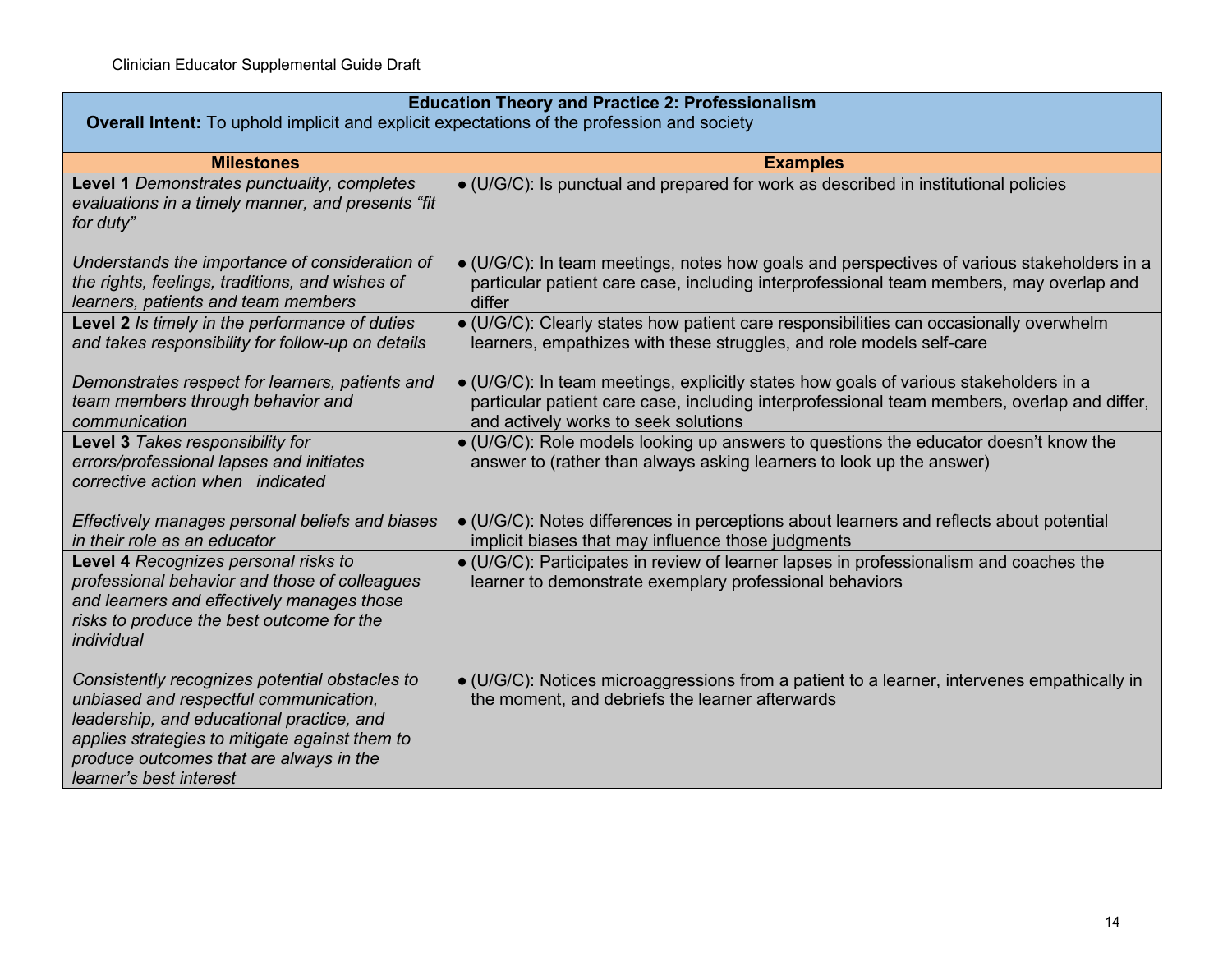| **Education Theory and Practice 2: Professionalism**<br>**Overall Intent:** To uphold implicit and explicit expectations of the profession and society | |
|---|---|
| **Milestones** | **Examples** |
| **Level 1** *Demonstrates punctuality, completes evaluations in a timely manner, and presents "fit for duty"* | ● (U/G/C): Is punctual and prepared for work as described in institutional policies |
| *Understands the importance of consideration of the rights, feelings, traditions, and wishes of learners, patients and team members* | ● (U/G/C): In team meetings, notes how goals and perspectives of various stakeholders in a particular patient care case, including interprofessional team members, may overlap and differ |
| **Level 2** *Is timely in the performance of duties and takes responsibility for follow-up on details* | ● (U/G/C): Clearly states how patient care responsibilities can occasionally overwhelm learners, empathizes with these struggles, and role models self-care |
| *Demonstrates respect for learners, patients and team members through behavior and communication* | ● (U/G/C): In team meetings, explicitly states how goals of various stakeholders in a particular patient care case, including interprofessional team members, overlap and differ, and actively works to seek solutions |
| **Level 3** *Takes responsibility for errors/professional lapses and initiates corrective action when indicated* | ● (U/G/C): Role models looking up answers to questions the educator doesn't know the answer to (rather than always asking learners to look up the answer) |
| *Effectively manages personal beliefs and biases in their role as an educator* | ● (U/G/C): Notes differences in perceptions about learners and reflects about potential implicit biases that may influence those judgments |
| **Level 4** *Recognizes personal risks to professional behavior and those of colleagues and learners and effectively manages those risks to produce the best outcome for the individual* | ● (U/G/C): Participates in review of learner lapses in professionalism and coaches the learner to demonstrate exemplary professional behaviors |
| *Consistently recognizes potential obstacles to unbiased and respectful communication, leadership, and educational practice, and applies strategies to mitigate against them to produce outcomes that are always in the learner's best interest* | ● (U/G/C): Notices microaggressions from a patient to a learner, intervenes empathically in the moment, and debriefs the learner afterwards |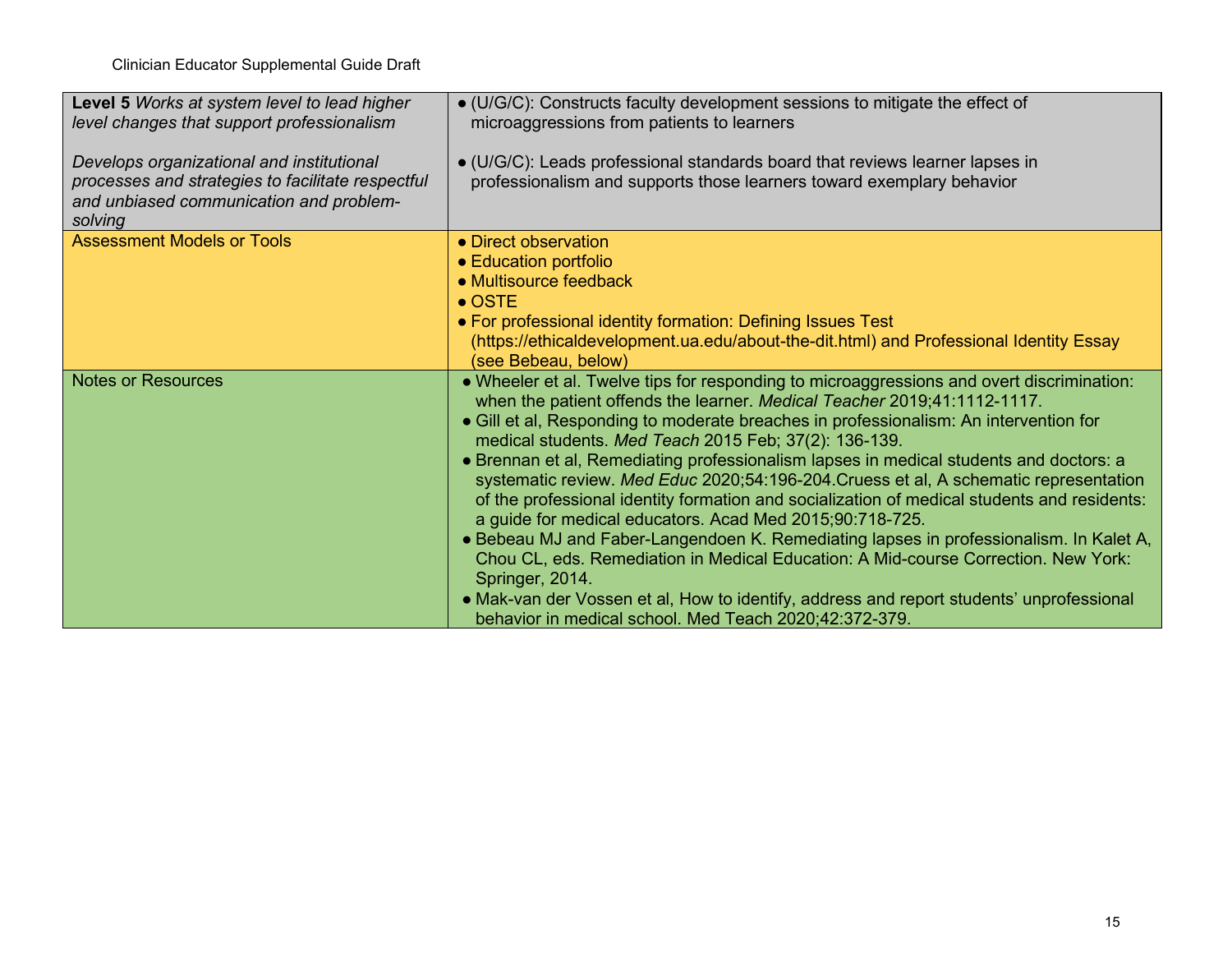| | |
|---|---|
| **Level 5** *Works at system level to lead higher level changes that support professionalism*<br><br>*Develops organizational and institutional processes and strategies to facilitate respectful and unbiased communication and problem-solving* | ● (U/G/C): Constructs faculty development sessions to mitigate the effect of microaggressions from patients to learners<br><br>● (U/G/C): Leads professional standards board that reviews learner lapses in professionalism and supports those learners toward exemplary behavior |
| Assessment Models or Tools | ● Direct observation<br>● Education portfolio<br>● Multisource feedback<br>● OSTE<br>● For professional identity formation: Defining Issues Test (https://ethicaldevelopment.ua.edu/about-the-dit.html) and Professional Identity Essay (see Bebeau, below) |
| Notes or Resources | ● Wheeler et al. Twelve tips for responding to microaggressions and overt discrimination: when the patient offends the learner. *Medical Teacher* 2019;41:1112-1117.<br>● Gill et al, Responding to moderate breaches in professionalism: An intervention for medical students. *Med Teach* 2015 Feb; 37(2): 136-139.<br>● Brennan et al, Remediating professionalism lapses in medical students and doctors: a systematic review. *Med Educ* 2020;54:196-204.Cruess et al, A schematic representation of the professional identity formation and socialization of medical students and residents: a guide for medical educators. Acad Med 2015;90:718-725.<br>● Bebeau MJ and Faber-Langendoen K. Remediating lapses in professionalism. In Kalet A, Chou CL, eds. Remediation in Medical Education: A Mid-course Correction. New York: Springer, 2014.<br>● Mak-van der Vossen et al, How to identify, address and report students' unprofessional behavior in medical school. Med Teach 2020;42:372-379. |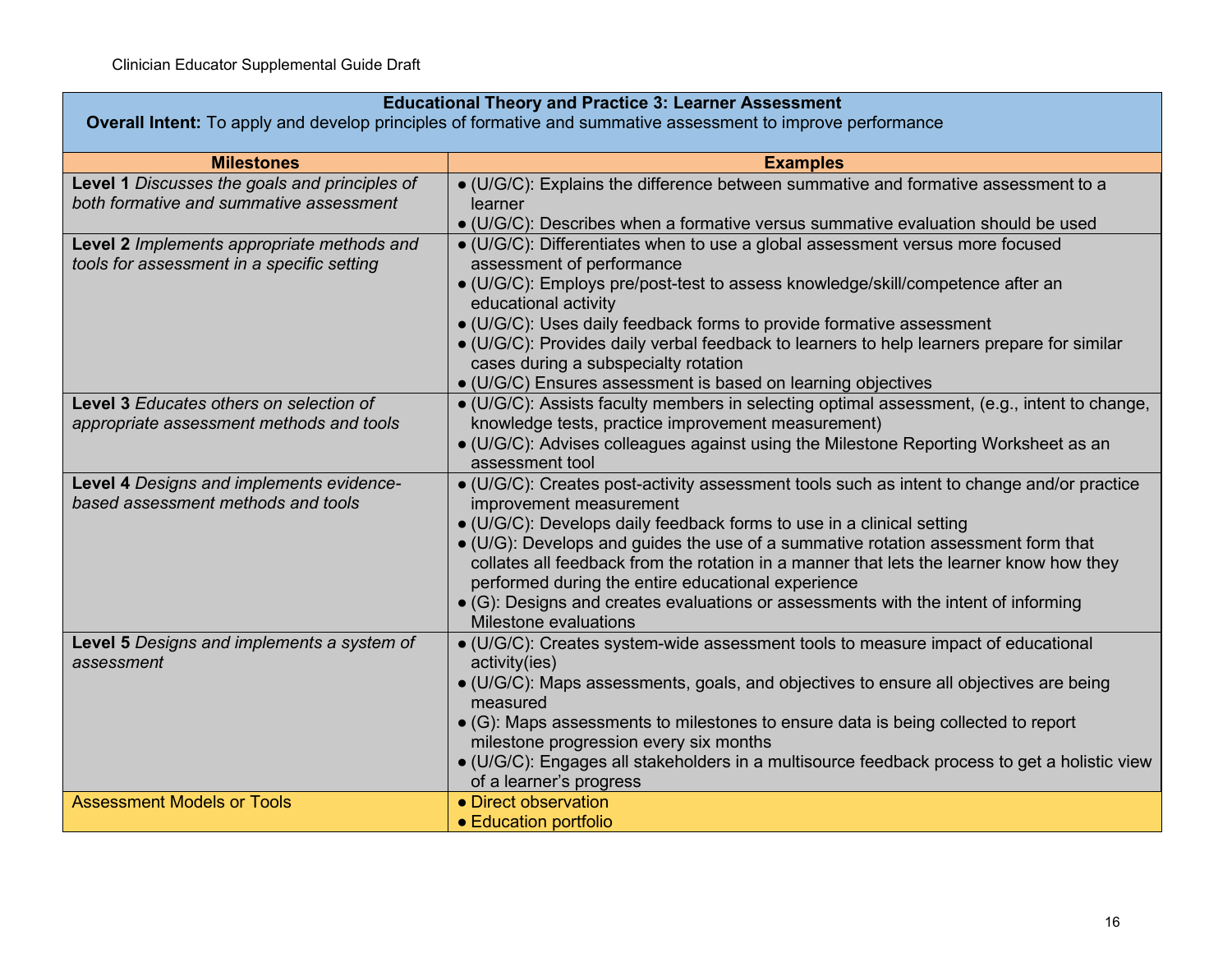| **Educational Theory and Practice 3: Learner Assessment**<br>**Overall Intent:** To apply and develop principles of formative and summative assessment to improve performance | |
|---|---|
| **Milestones** | **Examples** |
| **Level 1** *Discusses the goals and principles of both formative and summative assessment* | ● (U/G/C): Explains the difference between summative and formative assessment to a learner<br>● (U/G/C): Describes when a formative versus summative evaluation should be used |
| **Level 2** *Implements appropriate methods and tools for assessment in a specific setting* | ● (U/G/C): Differentiates when to use a global assessment versus more focused assessment of performance<br>● (U/G/C): Employs pre/post-test to assess knowledge/skill/competence after an educational activity<br>● (U/G/C): Uses daily feedback forms to provide formative assessment<br>● (U/G/C): Provides daily verbal feedback to learners to help learners prepare for similar cases during a subspecialty rotation<br>● (U/G/C) Ensures assessment is based on learning objectives |
| **Level 3** *Educates others on selection of appropriate assessment methods and tools* | ● (U/G/C): Assists faculty members in selecting optimal assessment, (e.g., intent to change, knowledge tests, practice improvement measurement)<br>● (U/G/C): Advises colleagues against using the Milestone Reporting Worksheet as an assessment tool |
| **Level 4** *Designs and implements evidence-based assessment methods and tools* | ● (U/G/C): Creates post-activity assessment tools such as intent to change and/or practice improvement measurement<br>● (U/G/C): Develops daily feedback forms to use in a clinical setting<br>● (U/G): Develops and guides the use of a summative rotation assessment form that collates all feedback from the rotation in a manner that lets the learner know how they performed during the entire educational experience<br>● (G): Designs and creates evaluations or assessments with the intent of informing Milestone evaluations |
| **Level 5** *Designs and implements a system of assessment* | ● (U/G/C): Creates system-wide assessment tools to measure impact of educational activity(ies)<br>● (U/G/C): Maps assessments, goals, and objectives to ensure all objectives are being measured<br>● (G): Maps assessments to milestones to ensure data is being collected to report milestone progression every six months<br>● (U/G/C): Engages all stakeholders in a multisource feedback process to get a holistic view of a learner's progress |
| Assessment Models or Tools | ● Direct observation<br>● Education portfolio |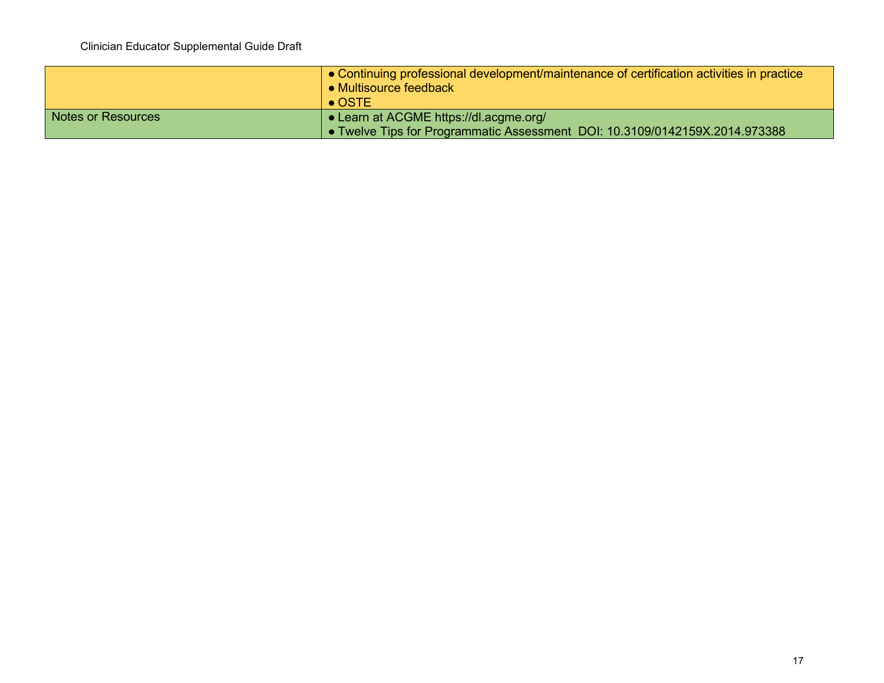| | |
|---|---|
| | • Continuing professional development/maintenance of certification activities in practice<br>• Multisource feedback<br>• OSTE |
| Notes or Resources | • Learn at ACGME https://dl.acgme.org/<br>• Twelve Tips for Programmatic Assessment DOI: 10.3109/0142159X.2014.973388 |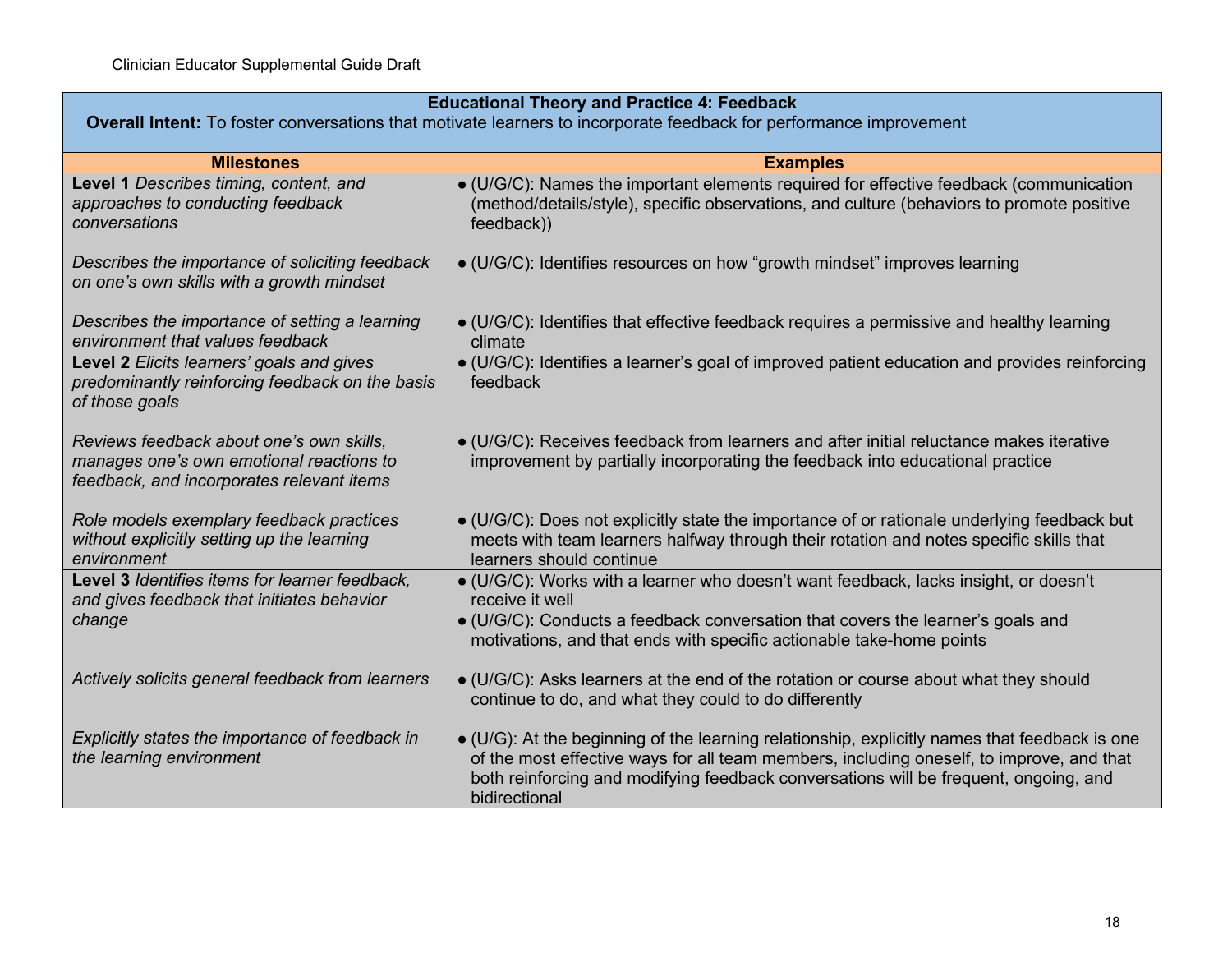| **Educational Theory and Practice 4: Feedback**<br>**Overall Intent:** To foster conversations that motivate learners to incorporate feedback for performance improvement | |
|---|---|
| **Milestones** | **Examples** |
| **Level 1** *Describes timing, content, and approaches to conducting feedback conversations* | ● (U/G/C): Names the important elements required for effective feedback (communication (method/details/style), specific observations, and culture (behaviors to promote positive feedback)) |
| *Describes the importance of soliciting feedback on one's own skills with a growth mindset* | ● (U/G/C): Identifies resources on how "growth mindset" improves learning |
| *Describes the importance of setting a learning environment that values feedback* | ● (U/G/C): Identifies that effective feedback requires a permissive and healthy learning climate |
| **Level 2** *Elicits learners' goals and gives predominantly reinforcing feedback on the basis of those goals* | ● (U/G/C): Identifies a learner's goal of improved patient education and provides reinforcing feedback |
| *Reviews feedback about one's own skills, manages one's own emotional reactions to feedback, and incorporates relevant items* | ● (U/G/C): Receives feedback from learners and after initial reluctance makes iterative improvement by partially incorporating the feedback into educational practice |
| *Role models exemplary feedback practices without explicitly setting up the learning environment* | ● (U/G/C): Does not explicitly state the importance of or rationale underlying feedback but meets with team learners halfway through their rotation and notes specific skills that learners should continue |
| **Level 3** *Identifies items for learner feedback, and gives feedback that initiates behavior change* | ● (U/G/C): Works with a learner who doesn't want feedback, lacks insight, or doesn't receive it well<br>● (U/G/C): Conducts a feedback conversation that covers the learner's goals and motivations, and that ends with specific actionable take-home points |
| *Actively solicits general feedback from learners* | ● (U/G/C): Asks learners at the end of the rotation or course about what they should continue to do, and what they could to do differently |
| *Explicitly states the importance of feedback in the learning environment* | ● (U/G): At the beginning of the learning relationship, explicitly names that feedback is one of the most effective ways for all team members, including oneself, to improve, and that both reinforcing and modifying feedback conversations will be frequent, ongoing, and bidirectional |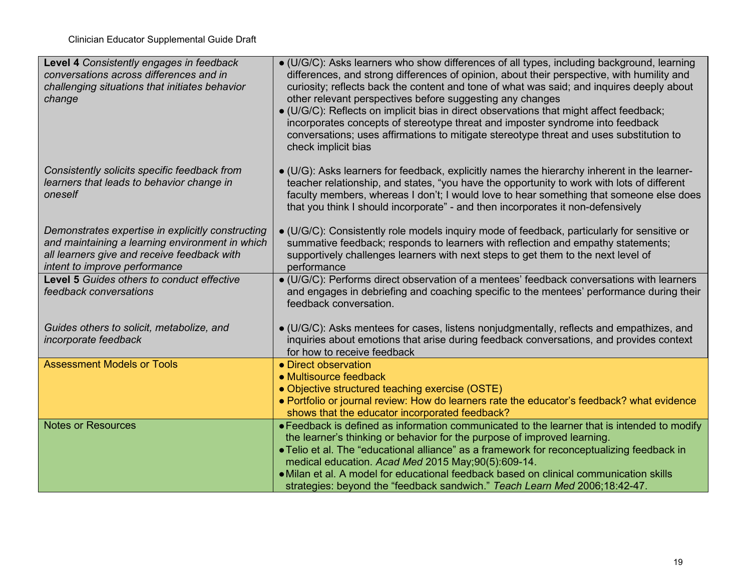| | |
|---|---|
| **Level 4** *Consistently engages in feedback conversations across differences and in challenging situations that initiates behavior change*<br><br>*Consistently solicits specific feedback from learners that leads to behavior change in oneself*<br><br>*Demonstrates expertise in explicitly constructing and maintaining a learning environment in which all learners give and receive feedback with intent to improve performance* | ● (U/G/C): Asks learners who show differences of all types, including background, learning differences, and strong differences of opinion, about their perspective, with humility and curiosity; reflects back the content and tone of what was said; and inquires deeply about other relevant perspectives before suggesting any changes<br>● (U/G/C): Reflects on implicit bias in direct observations that might affect feedback; incorporates concepts of stereotype threat and imposter syndrome into feedback conversations; uses affirmations to mitigate stereotype threat and uses substitution to check implicit bias<br><br>● (U/G): Asks learners for feedback, explicitly names the hierarchy inherent in the learner-teacher relationship, and states, "you have the opportunity to work with lots of different faculty members, whereas I don't; I would love to hear something that someone else does that you think I should incorporate" - and then incorporates it non-defensively<br><br>● (U/G/C): Consistently role models inquiry mode of feedback, particularly for sensitive or summative feedback; responds to learners with reflection and empathy statements; supportively challenges learners with next steps to get them to the next level of performance |
| **Level 5** *Guides others to conduct effective feedback conversations*<br><br>*Guides others to solicit, metabolize, and incorporate feedback* | ● (U/G/C): Performs direct observation of a mentees' feedback conversations with learners and engages in debriefing and coaching specific to the mentees' performance during their feedback conversation.<br><br>● (U/G/C): Asks mentees for cases, listens nonjudgmentally, reflects and empathizes, and inquiries about emotions that arise during feedback conversations, and provides context for how to receive feedback |
| Assessment Models or Tools | ● Direct observation<br>● Multisource feedback<br>● Objective structured teaching exercise (OSTE)<br>● Portfolio or journal review: How do learners rate the educator's feedback? what evidence shows that the educator incorporated feedback? |
| Notes or Resources | ● Feedback is defined as information communicated to the learner that is intended to modify the learner's thinking or behavior for the purpose of improved learning.<br>● Telio et al. The "educational alliance" as a framework for reconceptualizing feedback in medical education. *Acad Med* 2015 May;90(5):609-14.<br>● Milan et al. A model for educational feedback based on clinical communication skills strategies: beyond the "feedback sandwich." *Teach Learn Med* 2006;18:42-47. |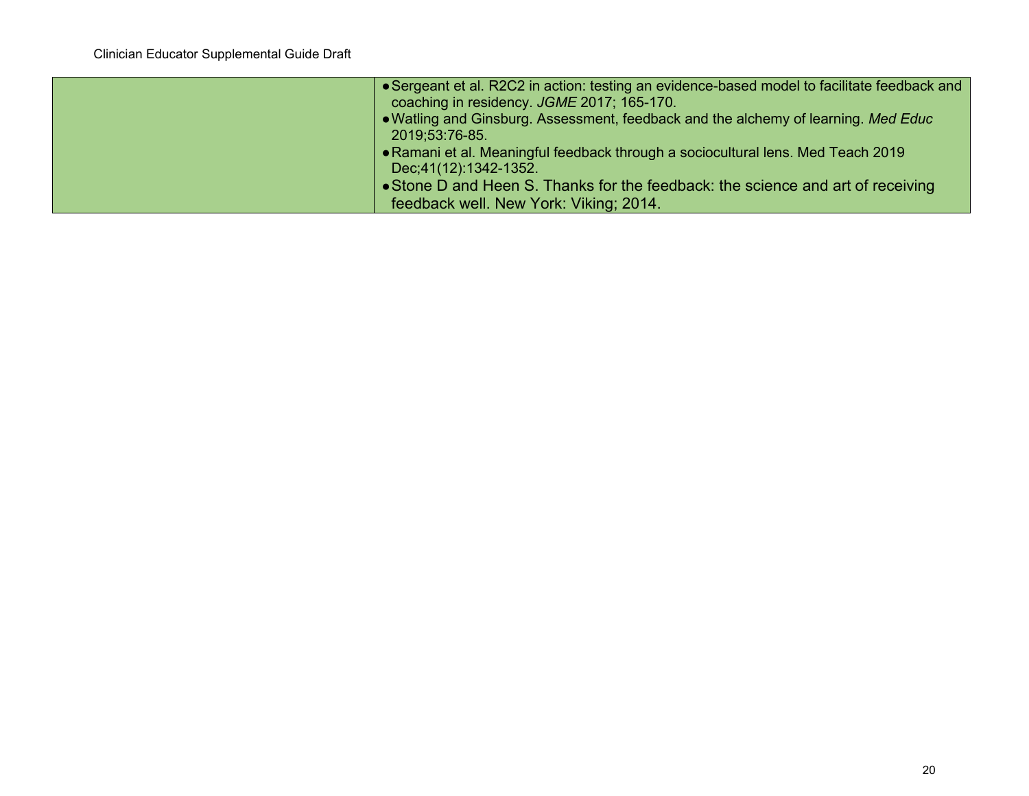| | |
|---|---|
| | • Sergeant et al. R2C2 in action: testing an evidence-based model to facilitate feedback and coaching in residency. *JGME* 2017; 165-170.<br>• Watling and Ginsburg. Assessment, feedback and the alchemy of learning. *Med Educ* 2019;53:76-85.<br>• Ramani et al. Meaningful feedback through a sociocultural lens. Med Teach 2019 Dec;41(12):1342-1352.<br>• Stone D and Heen S. Thanks for the feedback: the science and art of receiving feedback well. New York: Viking; 2014. |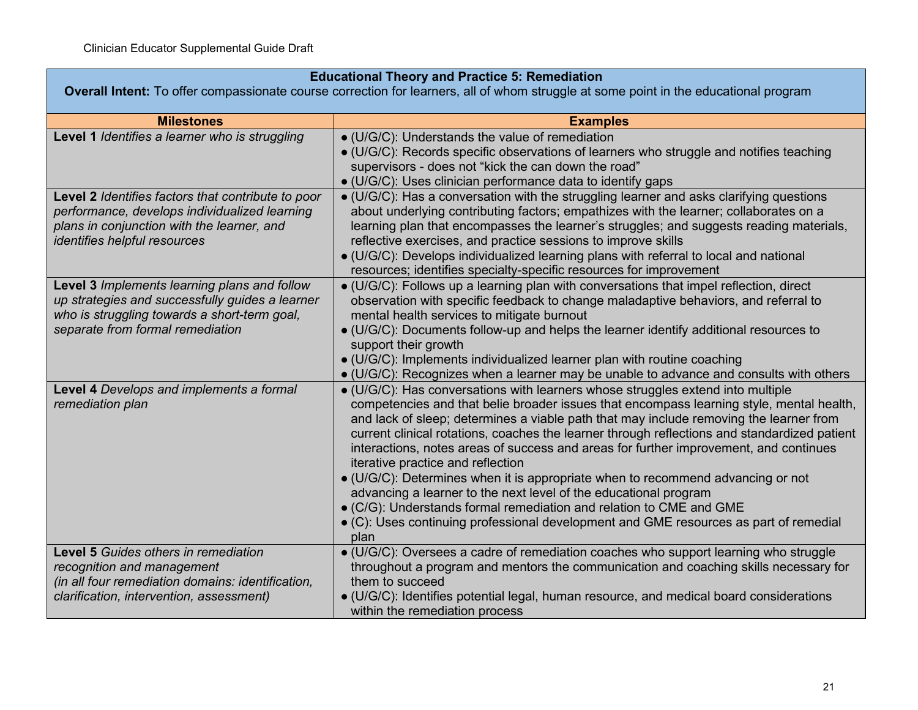| **Educational Theory and Practice 5: Remediation**<br>**Overall Intent:** To offer compassionate course correction for learners, all of whom struggle at some point in the educational program | |
|---|---|
| **Milestones** | **Examples** |
| **Level 1** *Identifies a learner who is struggling* | ● (U/G/C): Understands the value of remediation<br>● (U/G/C): Records specific observations of learners who struggle and notifies teaching supervisors - does not "kick the can down the road"<br>● (U/G/C): Uses clinician performance data to identify gaps |
| **Level 2** *Identifies factors that contribute to poor performance, develops individualized learning plans in conjunction with the learner, and identifies helpful resources* | ● (U/G/C): Has a conversation with the struggling learner and asks clarifying questions about underlying contributing factors; empathizes with the learner; collaborates on a learning plan that encompasses the learner's struggles; and suggests reading materials, reflective exercises, and practice sessions to improve skills<br>● (U/G/C): Develops individualized learning plans with referral to local and national resources; identifies specialty-specific resources for improvement |
| **Level 3** *Implements learning plans and follow up strategies and successfully guides a learner who is struggling towards a short-term goal, separate from formal remediation* | ● (U/G/C): Follows up a learning plan with conversations that impel reflection, direct observation with specific feedback to change maladaptive behaviors, and referral to mental health services to mitigate burnout<br>● (U/G/C): Documents follow-up and helps the learner identify additional resources to support their growth<br>● (U/G/C): Implements individualized learner plan with routine coaching<br>● (U/G/C): Recognizes when a learner may be unable to advance and consults with others |
| **Level 4** *Develops and implements a formal remediation plan* | ● (U/G/C): Has conversations with learners whose struggles extend into multiple competencies and that belie broader issues that encompass learning style, mental health, and lack of sleep; determines a viable path that may include removing the learner from current clinical rotations, coaches the learner through reflections and standardized patient interactions, notes areas of success and areas for further improvement, and continues iterative practice and reflection<br>● (U/G/C): Determines when it is appropriate when to recommend advancing or not advancing a learner to the next level of the educational program<br>● (C/G): Understands formal remediation and relation to CME and GME<br>● (C): Uses continuing professional development and GME resources as part of remedial plan |
| **Level 5** *Guides others in remediation recognition and management (in all four remediation domains: identification, clarification, intervention, assessment)* | ● (U/G/C): Oversees a cadre of remediation coaches who support learning who struggle throughout a program and mentors the communication and coaching skills necessary for them to succeed<br>● (U/G/C): Identifies potential legal, human resource, and medical board considerations within the remediation process |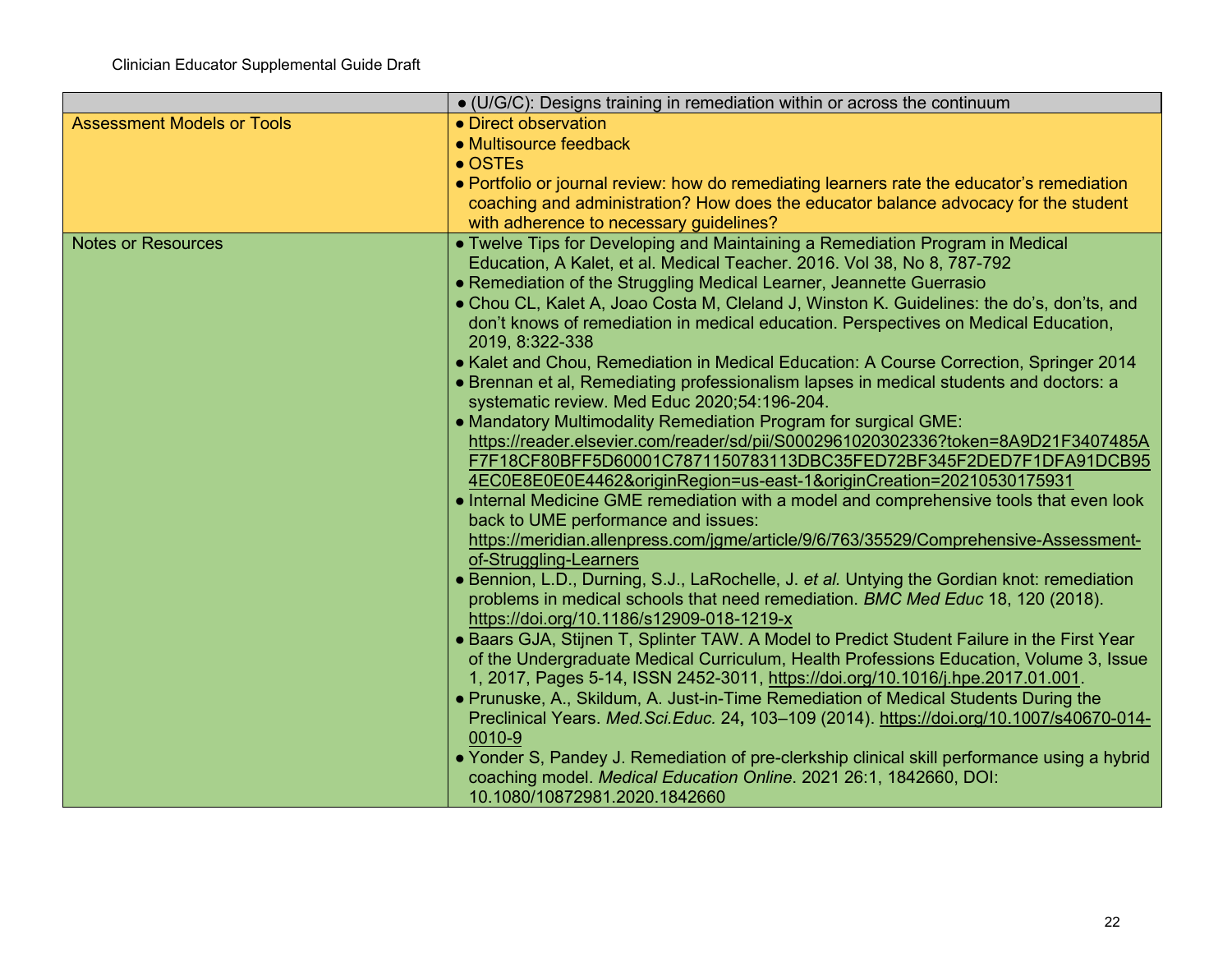| | |
|---|---|
| | • (U/G/C): Designs training in remediation within or across the continuum |
| Assessment Models or Tools | • Direct observation<br>• Multisource feedback<br>• OSTEs<br>• Portfolio or journal review: how do remediating learners rate the educator's remediation coaching and administration? How does the educator balance advocacy for the student with adherence to necessary guidelines? |
| Notes or Resources | • Twelve Tips for Developing and Maintaining a Remediation Program in Medical Education, A Kalet, et al. Medical Teacher. 2016. Vol 38, No 8, 787-792<br>• Remediation of the Struggling Medical Learner, Jeannette Guerrasio<br>• Chou CL, Kalet A, Joao Costa M, Cleland J, Winston K. Guidelines: the do's, don'ts, and don't knows of remediation in medical education. Perspectives on Medical Education, 2019, 8:322-338<br>• Kalet and Chou, Remediation in Medical Education: A Course Correction, Springer 2014<br>• Brennan et al, Remediating professionalism lapses in medical students and doctors: a systematic review. Med Educ 2020;54:196-204.<br>• Mandatory Multimodality Remediation Program for surgical GME: https://reader.elsevier.com/reader/sd/pii/S0002961020302336?token=8A9D21F3407485AF7F18CF80BFF5D60001C7871150783113DBC35FED72BF345F2DED7F1DFA91DCB954EC0E8E0E0E4462&originRegion=us-east-1&originCreation=20210530175931<br>• Internal Medicine GME remediation with a model and comprehensive tools that even look back to UME performance and issues: https://meridian.allenpress.com/jgme/article/9/6/763/35529/Comprehensive-Assessment-of-Struggling-Learners<br>• Bennion, L.D., Durning, S.J., LaRochelle, J. *et al.* Untying the Gordian knot: remediation problems in medical schools that need remediation. *BMC Med Educ* 18, 120 (2018). https://doi.org/10.1186/s12909-018-1219-x<br>• Baars GJA, Stijnen T, Splinter TAW. A Model to Predict Student Failure in the First Year of the Undergraduate Medical Curriculum, Health Professions Education, Volume 3, Issue 1, 2017, Pages 5-14, ISSN 2452-3011, https://doi.org/10.1016/j.hpe.2017.01.001.<br>• Prunuske, A., Skildum, A. Just-in-Time Remediation of Medical Students During the Preclinical Years. *Med.Sci.Educ.* 24**,** 103–109 (2014). https://doi.org/10.1007/s40670-014-0010-9<br>• Yonder S, Pandey J. Remediation of pre-clerkship clinical skill performance using a hybrid coaching model. *Medical Education Online*. 2021 26:1, 1842660, DOI: 10.1080/10872981.2020.1842660 |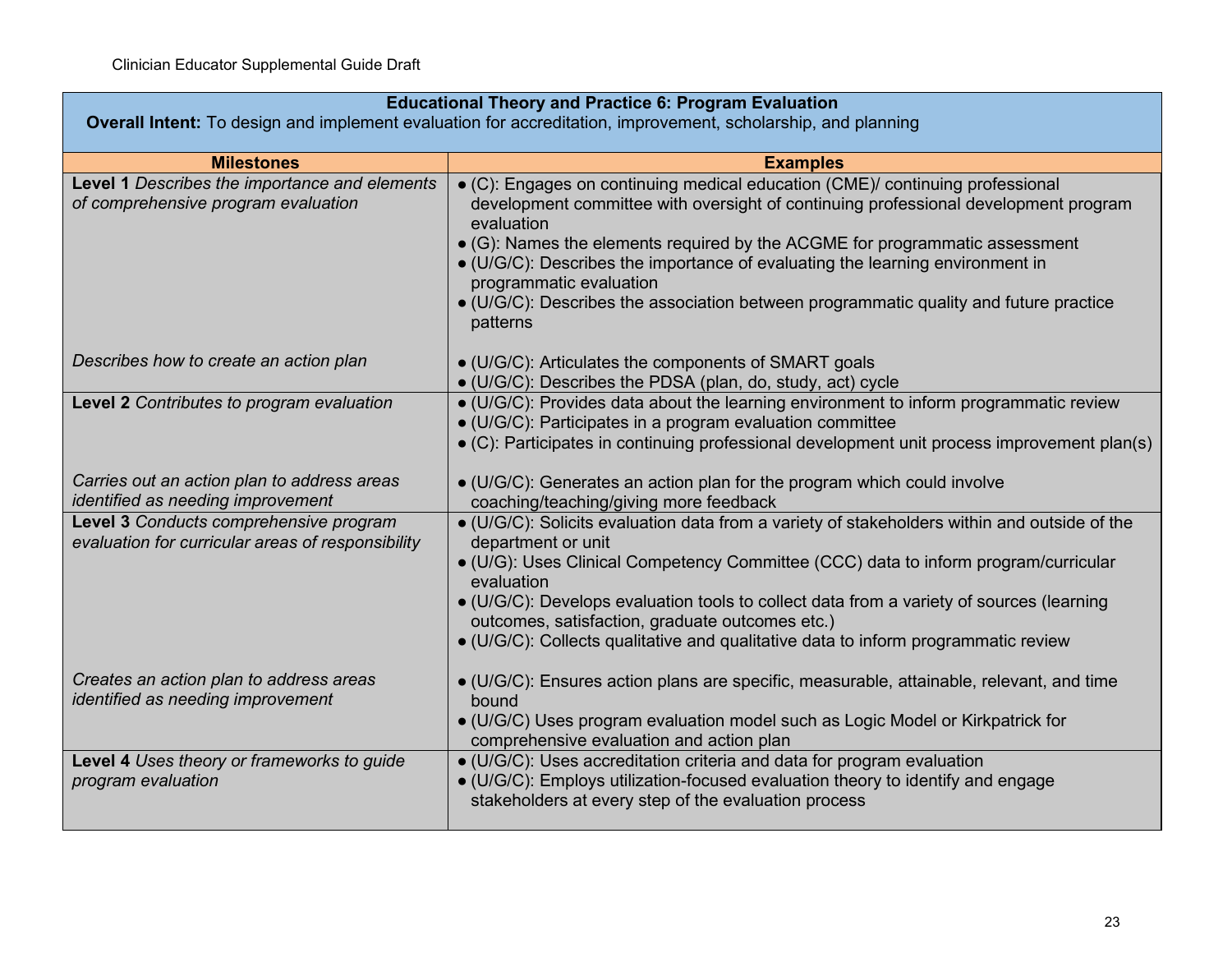| Educational Theory and Practice 6: Program Evaluation<br>**Overall Intent:** To design and implement evaluation for accreditation, improvement, scholarship, and planning | |
|---|---|
| **Milestones** | **Examples** |
| **Level 1** *Describes the importance and elements of comprehensive program evaluation*<br><br>*Describes how to create an action plan* | ● (C): Engages on continuing medical education (CME)/ continuing professional development committee with oversight of continuing professional development program evaluation<br>● (G): Names the elements required by the ACGME for programmatic assessment<br>● (U/G/C): Describes the importance of evaluating the learning environment in programmatic evaluation<br>● (U/G/C): Describes the association between programmatic quality and future practice patterns<br><br>● (U/G/C): Articulates the components of SMART goals<br>● (U/G/C): Describes the PDSA (plan, do, study, act) cycle |
| **Level 2** *Contributes to program evaluation*<br><br>*Carries out an action plan to address areas identified as needing improvement* | ● (U/G/C): Provides data about the learning environment to inform programmatic review<br>● (U/G/C): Participates in a program evaluation committee<br>● (C): Participates in continuing professional development unit process improvement plan(s)<br><br>● (U/G/C): Generates an action plan for the program which could involve coaching/teaching/giving more feedback |
| **Level 3** *Conducts comprehensive program evaluation for curricular areas of responsibility*<br><br>*Creates an action plan to address areas identified as needing improvement* | ● (U/G/C): Solicits evaluation data from a variety of stakeholders within and outside of the department or unit<br>● (U/G): Uses Clinical Competency Committee (CCC) data to inform program/curricular evaluation<br>● (U/G/C): Develops evaluation tools to collect data from a variety of sources (learning outcomes, satisfaction, graduate outcomes etc.)<br>● (U/G/C): Collects qualitative and qualitative data to inform programmatic review<br><br>● (U/G/C): Ensures action plans are specific, measurable, attainable, relevant, and time bound<br>● (U/G/C) Uses program evaluation model such as Logic Model or Kirkpatrick for comprehensive evaluation and action plan |
| **Level 4** *Uses theory or frameworks to guide program evaluation* | ● (U/G/C): Uses accreditation criteria and data for program evaluation<br>● (U/G/C): Employs utilization-focused evaluation theory to identify and engage stakeholders at every step of the evaluation process |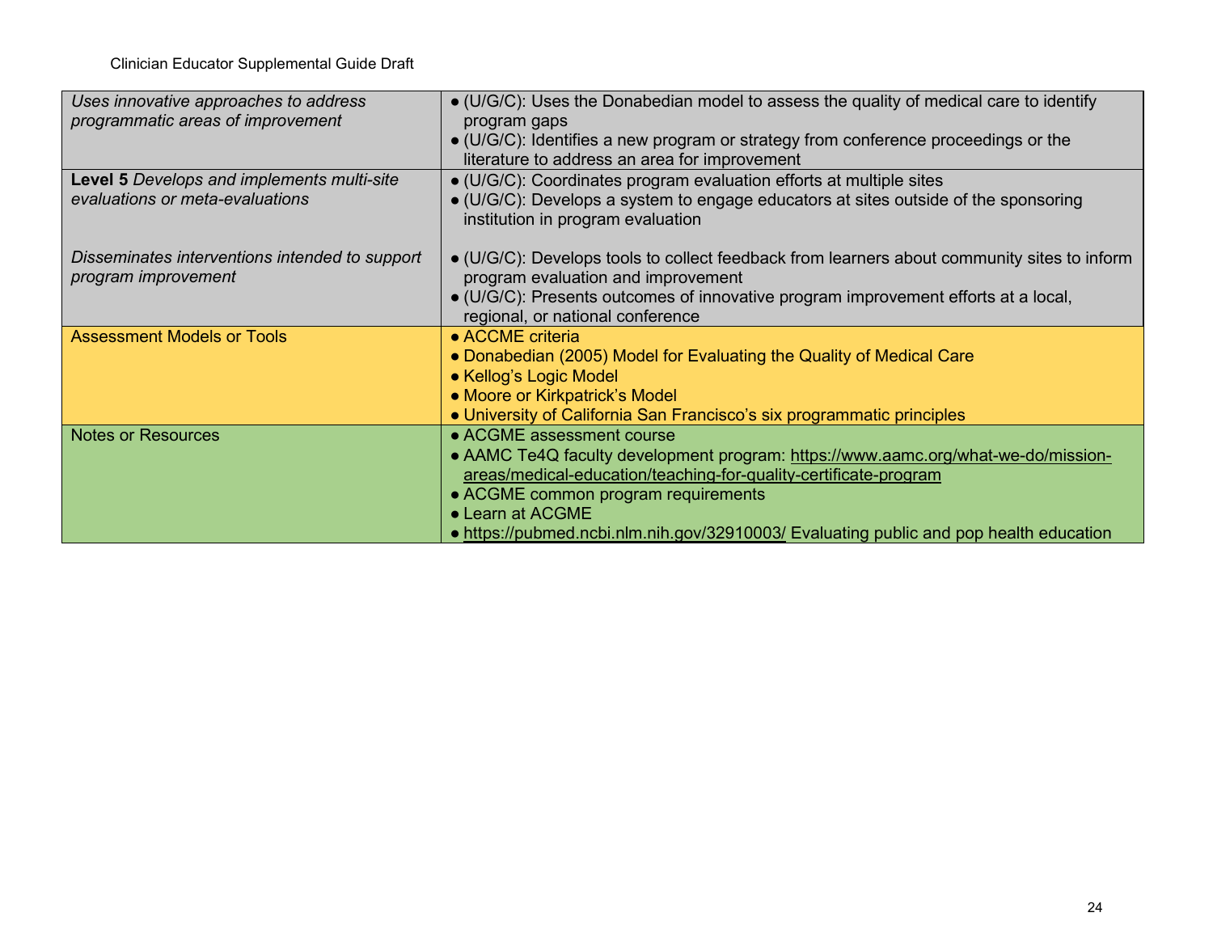| | |
|---|---|
| *Uses innovative approaches to address programmatic areas of improvement* | ● (U/G/C): Uses the Donabedian model to assess the quality of medical care to identify program gaps<br>● (U/G/C): Identifies a new program or strategy from conference proceedings or the literature to address an area for improvement |
| **Level 5** *Develops and implements multi-site evaluations or meta-evaluations*<br><br>*Disseminates interventions intended to support program improvement* | ● (U/G/C): Coordinates program evaluation efforts at multiple sites<br>● (U/G/C): Develops a system to engage educators at sites outside of the sponsoring institution in program evaluation<br><br>● (U/G/C): Develops tools to collect feedback from learners about community sites to inform program evaluation and improvement<br>● (U/G/C): Presents outcomes of innovative program improvement efforts at a local, regional, or national conference |
| Assessment Models or Tools | ● ACCME criteria<br>● Donabedian (2005) Model for Evaluating the Quality of Medical Care<br>● Kellog's Logic Model<br>● Moore or Kirkpatrick's Model<br>● University of California San Francisco's six programmatic principles |
| Notes or Resources | ● ACGME assessment course<br>● AAMC Te4Q faculty development program: https://www.aamc.org/what-we-do/mission-areas/medical-education/teaching-for-quality-certificate-program<br>● ACGME common program requirements<br>● Learn at ACGME<br>● https://pubmed.ncbi.nlm.nih.gov/32910003/ Evaluating public and pop health education |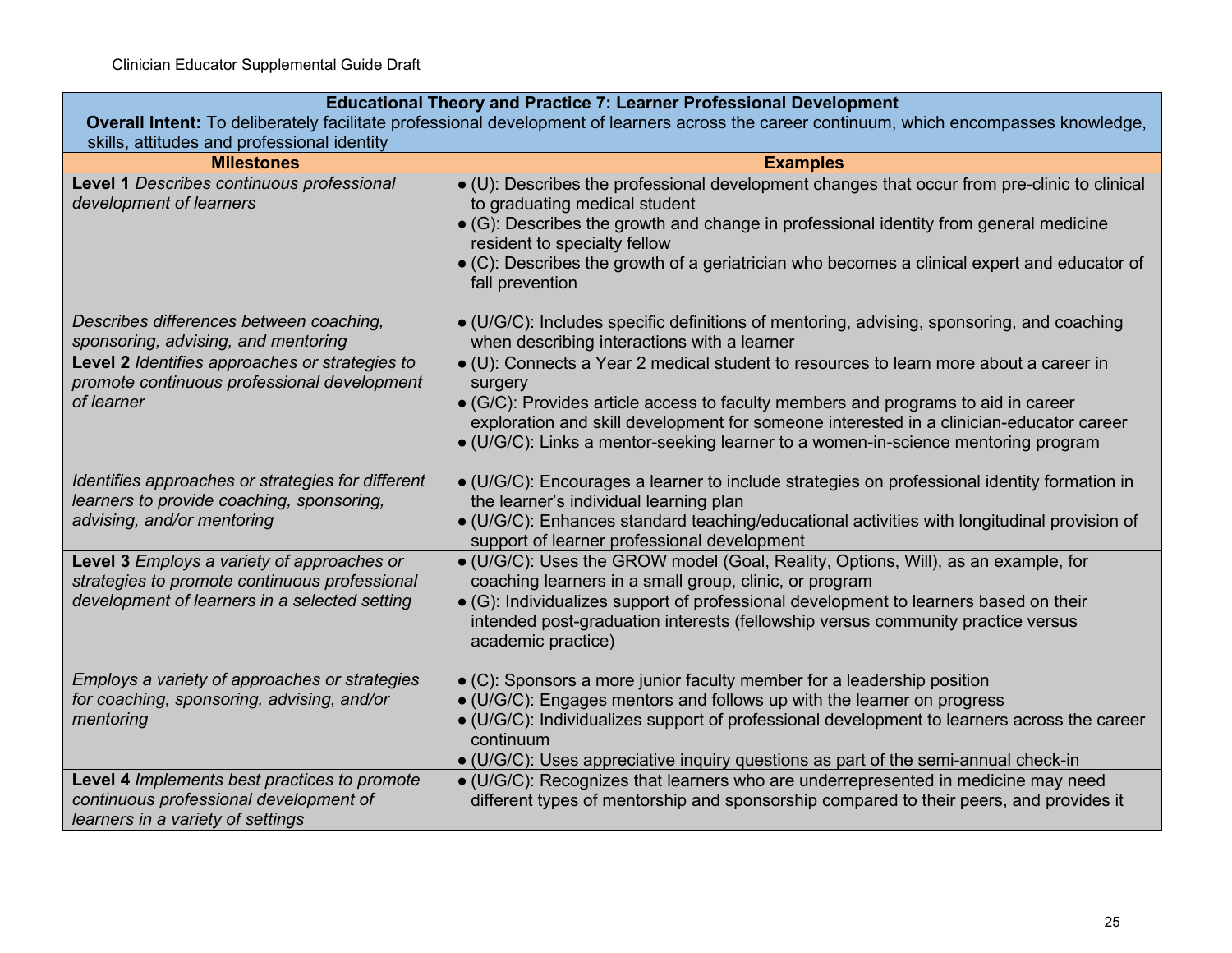| **Educational Theory and Practice 7: Learner Professional Development**<br>**Overall Intent:** To deliberately facilitate professional development of learners across the career continuum, which encompasses knowledge, skills, attitudes and professional identity | |
|---|---|
| **Milestones** | **Examples** |
| **Level 1** *Describes continuous professional development of learners* | ● (U): Describes the professional development changes that occur from pre-clinic to clinical to graduating medical student<br>● (G): Describes the growth and change in professional identity from general medicine resident to specialty fellow<br>● (C): Describes the growth of a geriatrician who becomes a clinical expert and educator of fall prevention |
| *Describes differences between coaching, sponsoring, advising, and mentoring* | ● (U/G/C): Includes specific definitions of mentoring, advising, sponsoring, and coaching when describing interactions with a learner |
| **Level 2** *Identifies approaches or strategies to promote continuous professional development of learner* | ● (U): Connects a Year 2 medical student to resources to learn more about a career in surgery<br>● (G/C): Provides article access to faculty members and programs to aid in career exploration and skill development for someone interested in a clinician-educator career<br>● (U/G/C): Links a mentor-seeking learner to a women-in-science mentoring program |
| *Identifies approaches or strategies for different learners to provide coaching, sponsoring, advising, and/or mentoring* | ● (U/G/C): Encourages a learner to include strategies on professional identity formation in the learner's individual learning plan<br>● (U/G/C): Enhances standard teaching/educational activities with longitudinal provision of support of learner professional development |
| **Level 3** *Employs a variety of approaches or strategies to promote continuous professional development of learners in a selected setting* | ● (U/G/C): Uses the GROW model (Goal, Reality, Options, Will), as an example, for coaching learners in a small group, clinic, or program<br>● (G): Individualizes support of professional development to learners based on their intended post-graduation interests (fellowship versus community practice versus academic practice) |
| *Employs a variety of approaches or strategies for coaching, sponsoring, advising, and/or mentoring* | ● (C): Sponsors a more junior faculty member for a leadership position<br>● (U/G/C): Engages mentors and follows up with the learner on progress<br>● (U/G/C): Individualizes support of professional development to learners across the career continuum<br>● (U/G/C): Uses appreciative inquiry questions as part of the semi-annual check-in |
| **Level 4** *Implements best practices to promote continuous professional development of learners in a variety of settings* | ● (U/G/C): Recognizes that learners who are underrepresented in medicine may need different types of mentorship and sponsorship compared to their peers, and provides it |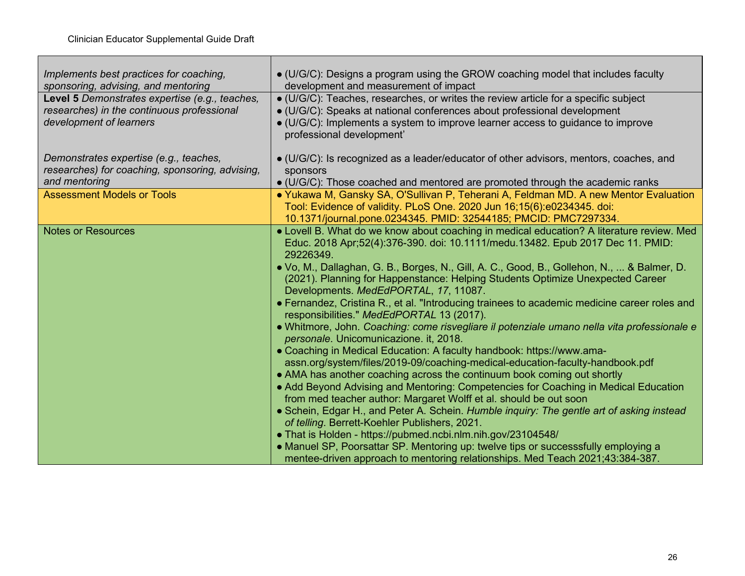| | |
|---|---|
| *Implements best practices for coaching, sponsoring, advising, and mentoring* | ● (U/G/C): Designs a program using the GROW coaching model that includes faculty development and measurement of impact |
| **Level 5** *Demonstrates expertise (e.g., teaches, researches) in the continuous professional development of learners*<br><br>*Demonstrates expertise (e.g., teaches, researches) for coaching, sponsoring, advising, and mentoring* | ● (U/G/C): Teaches, researches, or writes the review article for a specific subject<br>● (U/G/C): Speaks at national conferences about professional development<br>● (U/G/C): Implements a system to improve learner access to guidance to improve professional development'<br><br>● (U/G/C): Is recognized as a leader/educator of other advisors, mentors, coaches, and sponsors<br>● (U/G/C): Those coached and mentored are promoted through the academic ranks |
| Assessment Models or Tools | ● Yukawa M, Gansky SA, O'Sullivan P, Teherani A, Feldman MD. A new Mentor Evaluation Tool: Evidence of validity. PLoS One. 2020 Jun 16;15(6):e0234345. doi: 10.1371/journal.pone.0234345. PMID: 32544185; PMCID: PMC7297334. |
| Notes or Resources | ● Lovell B. What do we know about coaching in medical education? A literature review. Med Educ. 2018 Apr;52(4):376-390. doi: 10.1111/medu.13482. Epub 2017 Dec 11. PMID: 29226349.<br>● Vo, M., Dallaghan, G. B., Borges, N., Gill, A. C., Good, B., Gollehon, N., ... & Balmer, D. (2021). Planning for Happenstance: Helping Students Optimize Unexpected Career Developments. *MedEdPORTAL*, *17*, 11087.<br>● Fernandez, Cristina R., et al. "Introducing trainees to academic medicine career roles and responsibilities." *MedEdPORTAL* 13 (2017).<br>● Whitmore, John. *Coaching: come risvegliare il potenziale umano nella vita professionale e personale*. Unicomunicazione. it, 2018.<br>● Coaching in Medical Education: A faculty handbook: https://www.ama-assn.org/system/files/2019-09/coaching-medical-education-faculty-handbook.pdf<br>● AMA has another coaching across the continuum book coming out shortly<br>● Add Beyond Advising and Mentoring: Competencies for Coaching in Medical Education from med teacher author: Margaret Wolff et al. should be out soon<br>● Schein, Edgar H., and Peter A. Schein. *Humble inquiry: The gentle art of asking instead of telling*. Berrett-Koehler Publishers, 2021.<br>● That is Holden - https://pubmed.ncbi.nlm.nih.gov/23104548/<br>● Manuel SP, Poorsattar SP. Mentoring up: twelve tips or successsfully employing a mentee-driven approach to mentoring relationships. Med Teach 2021;43:384-387. |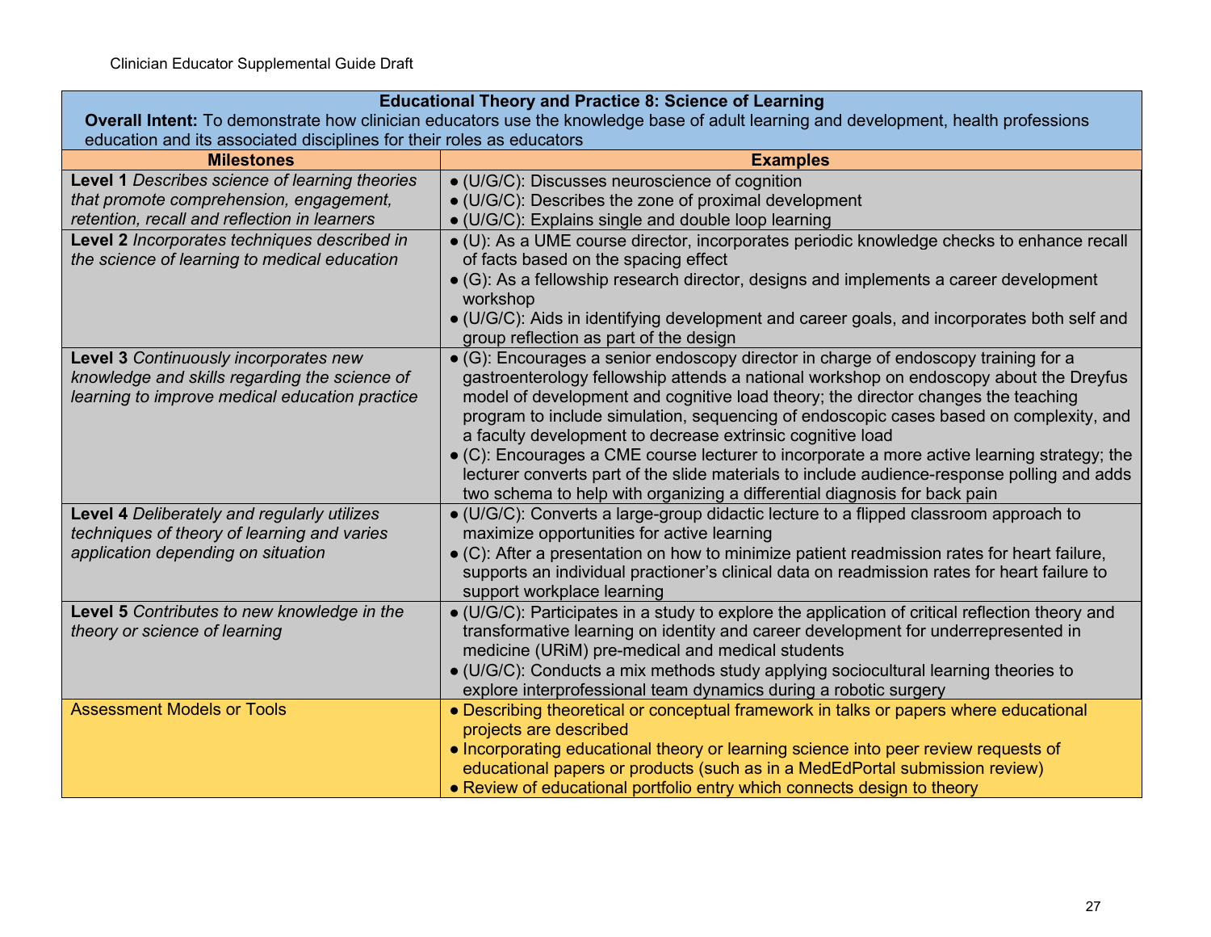| Educational Theory and Practice 8: Science of Learning<br>**Overall Intent:** To demonstrate how clinician educators use the knowledge base of adult learning and development, health professions education and its associated disciplines for their roles as educators | |
|---|---|
| **Milestones** | **Examples** |
| **Level 1** *Describes science of learning theories that promote comprehension, engagement, retention, recall and reflection in learners* | ● (U/G/C): Discusses neuroscience of cognition<br>● (U/G/C): Describes the zone of proximal development<br>● (U/G/C): Explains single and double loop learning |
| **Level 2** *Incorporates techniques described in the science of learning to medical education* | ● (U): As a UME course director, incorporates periodic knowledge checks to enhance recall of facts based on the spacing effect<br>● (G): As a fellowship research director, designs and implements a career development workshop<br>● (U/G/C): Aids in identifying development and career goals, and incorporates both self and group reflection as part of the design |
| **Level 3** *Continuously incorporates new knowledge and skills regarding the science of learning to improve medical education practice* | ● (G): Encourages a senior endoscopy director in charge of endoscopy training for a gastroenterology fellowship attends a national workshop on endoscopy about the Dreyfus model of development and cognitive load theory; the director changes the teaching program to include simulation, sequencing of endoscopic cases based on complexity, and a faculty development to decrease extrinsic cognitive load<br>● (C): Encourages a CME course lecturer to incorporate a more active learning strategy; the lecturer converts part of the slide materials to include audience-response polling and adds two schema to help with organizing a differential diagnosis for back pain |
| **Level 4** *Deliberately and regularly utilizes techniques of theory of learning and varies application depending on situation* | ● (U/G/C): Converts a large-group didactic lecture to a flipped classroom approach to maximize opportunities for active learning<br>● (C): After a presentation on how to minimize patient readmission rates for heart failure, supports an individual practioner's clinical data on readmission rates for heart failure to support workplace learning |
| **Level 5** *Contributes to new knowledge in the theory or science of learning* | ● (U/G/C): Participates in a study to explore the application of critical reflection theory and transformative learning on identity and career development for underrepresented in medicine (URiM) pre-medical and medical students<br>● (U/G/C): Conducts a mix methods study applying sociocultural learning theories to explore interprofessional team dynamics during a robotic surgery |
| Assessment Models or Tools | ● Describing theoretical or conceptual framework in talks or papers where educational projects are described<br>● Incorporating educational theory or learning science into peer review requests of educational papers or products (such as in a MedEdPortal submission review)<br>● Review of educational portfolio entry which connects design to theory |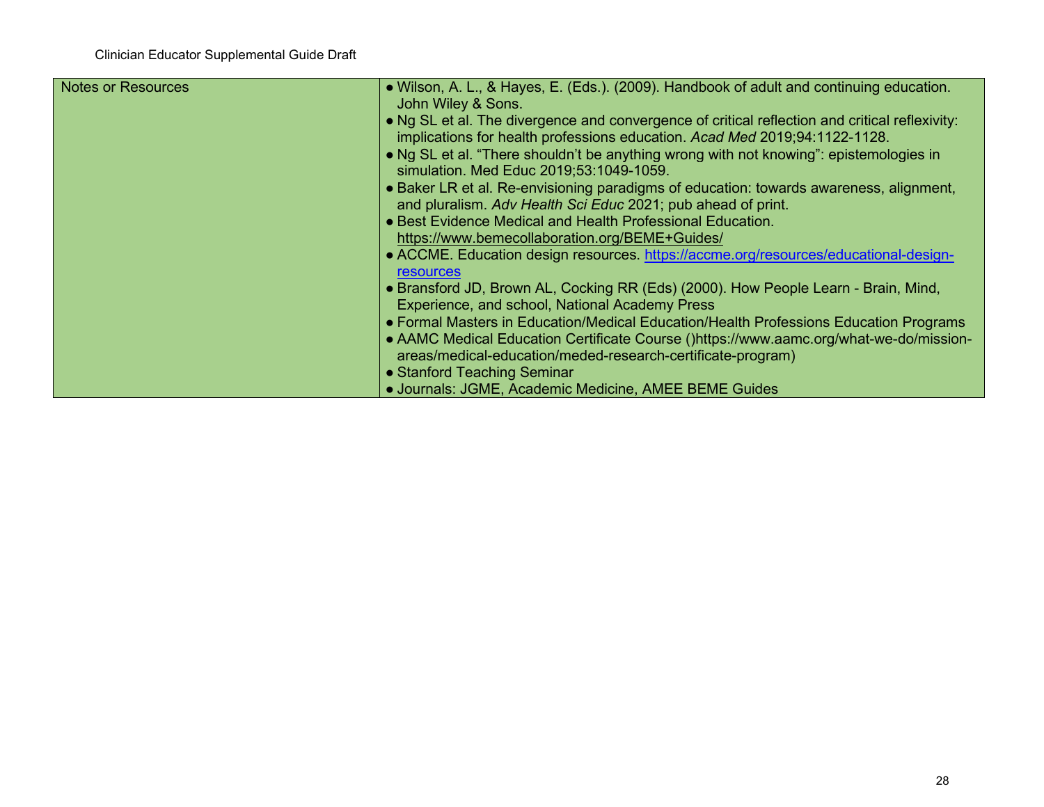| Notes or Resources | • Wilson, A. L., & Hayes, E. (Eds.). (2009). Handbook of adult and continuing education. John Wiley & Sons.<br>• Ng SL et al. The divergence and convergence of critical reflection and critical reflexivity: implications for health professions education. *Acad Med* 2019;94:1122-1128.<br>• Ng SL et al. “There shouldn’t be anything wrong with not knowing”: epistemologies in simulation. Med Educ 2019;53:1049-1059.<br>• Baker LR et al. Re-envisioning paradigms of education: towards awareness, alignment, and pluralism. *Adv Health Sci Educ* 2021; pub ahead of print.<br>• Best Evidence Medical and Health Professional Education. https://www.bemecollaboration.org/BEME+Guides/<br>• ACCME. Education design resources. https://accme.org/resources/educational-design-resources<br>• Bransford JD, Brown AL, Cocking RR (Eds) (2000). How People Learn - Brain, Mind, Experience, and school, National Academy Press<br>• Formal Masters in Education/Medical Education/Health Professions Education Programs<br>• AAMC Medical Education Certificate Course ()https://www.aamc.org/what-we-do/mission-areas/medical-education/meded-research-certificate-program)<br>• Stanford Teaching Seminar<br>• Journals: JGME, Academic Medicine, AMEE BEME Guides |
|---|---|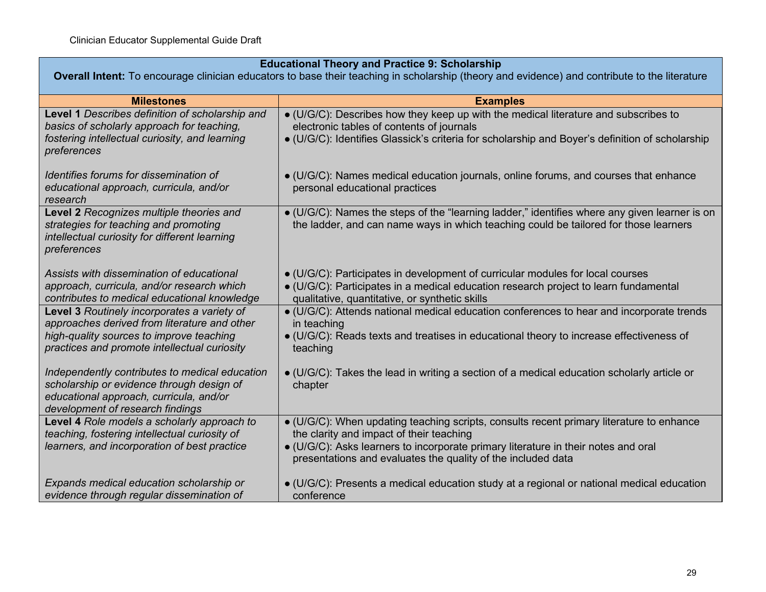| **Educational Theory and Practice 9: Scholarship**<br>**Overall Intent:** To encourage clinician educators to base their teaching in scholarship (theory and evidence) and contribute to the literature | |
|---|---|
| **Milestones** | **Examples** |
| **Level 1** *Describes definition of scholarship and basics of scholarly approach for teaching, fostering intellectual curiosity, and learning preferences* | • (U/G/C): Describes how they keep up with the medical literature and subscribes to electronic tables of contents of journals<br>• (U/G/C): Identifies Glassick's criteria for scholarship and Boyer's definition of scholarship |
| *Identifies forums for dissemination of educational approach, curricula, and/or research* | • (U/G/C): Names medical education journals, online forums, and courses that enhance personal educational practices |
| **Level 2** *Recognizes multiple theories and strategies for teaching and promoting intellectual curiosity for different learning preferences* | • (U/G/C): Names the steps of the "learning ladder," identifies where any given learner is on the ladder, and can name ways in which teaching could be tailored for those learners |
| *Assists with dissemination of educational approach, curricula, and/or research which contributes to medical educational knowledge* | • (U/G/C): Participates in development of curricular modules for local courses<br>• (U/G/C): Participates in a medical education research project to learn fundamental qualitative, quantitative, or synthetic skills |
| **Level 3** *Routinely incorporates a variety of approaches derived from literature and other high-quality sources to improve teaching practices and promote intellectual curiosity* | • (U/G/C): Attends national medical education conferences to hear and incorporate trends in teaching<br>• (U/G/C): Reads texts and treatises in educational theory to increase effectiveness of teaching |
| *Independently contributes to medical education scholarship or evidence through design of educational approach, curricula, and/or development of research findings* | • (U/G/C): Takes the lead in writing a section of a medical education scholarly article or chapter |
| **Level 4** *Role models a scholarly approach to teaching, fostering intellectual curiosity of learners, and incorporation of best practice* | • (U/G/C): When updating teaching scripts, consults recent primary literature to enhance the clarity and impact of their teaching<br>• (U/G/C): Asks learners to incorporate primary literature in their notes and oral presentations and evaluates the quality of the included data |
| *Expands medical education scholarship or evidence through regular dissemination of* | • (U/G/C): Presents a medical education study at a regional or national medical education conference |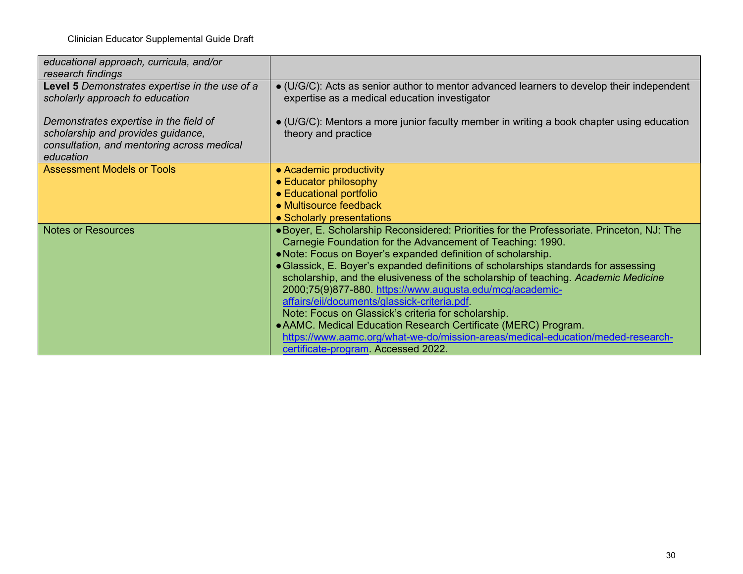| | |
|---|---|
| *educational approach, curricula, and/or research findings* | |
| **Level 5** *Demonstrates expertise in the use of a scholarly approach to education*<br><br>*Demonstrates expertise in the field of scholarship and provides guidance, consultation, and mentoring across medical education* | ● (U/G/C): Acts as senior author to mentor advanced learners to develop their independent expertise as a medical education investigator<br><br>● (U/G/C): Mentors a more junior faculty member in writing a book chapter using education theory and practice |
| Assessment Models or Tools | ● Academic productivity<br>● Educator philosophy<br>● Educational portfolio<br>● Multisource feedback<br>● Scholarly presentations |
| Notes or Resources | ● Boyer, E. Scholarship Reconsidered: Priorities for the Professoriate. Princeton, NJ: The Carnegie Foundation for the Advancement of Teaching: 1990.<br>● Note: Focus on Boyer's expanded definition of scholarship.<br>● Glassick, E. Boyer's expanded definitions of scholarships standards for assessing scholarship, and the elusiveness of the scholarship of teaching. *Academic Medicine* 2000;75(9)877-880. https://www.augusta.edu/mcg/academic-affairs/eii/documents/glassick-criteria.pdf.<br>Note: Focus on Glassick's criteria for scholarship.<br>● AAMC. Medical Education Research Certificate (MERC) Program. https://www.aamc.org/what-we-do/mission-areas/medical-education/meded-research-certificate-program. Accessed 2022. |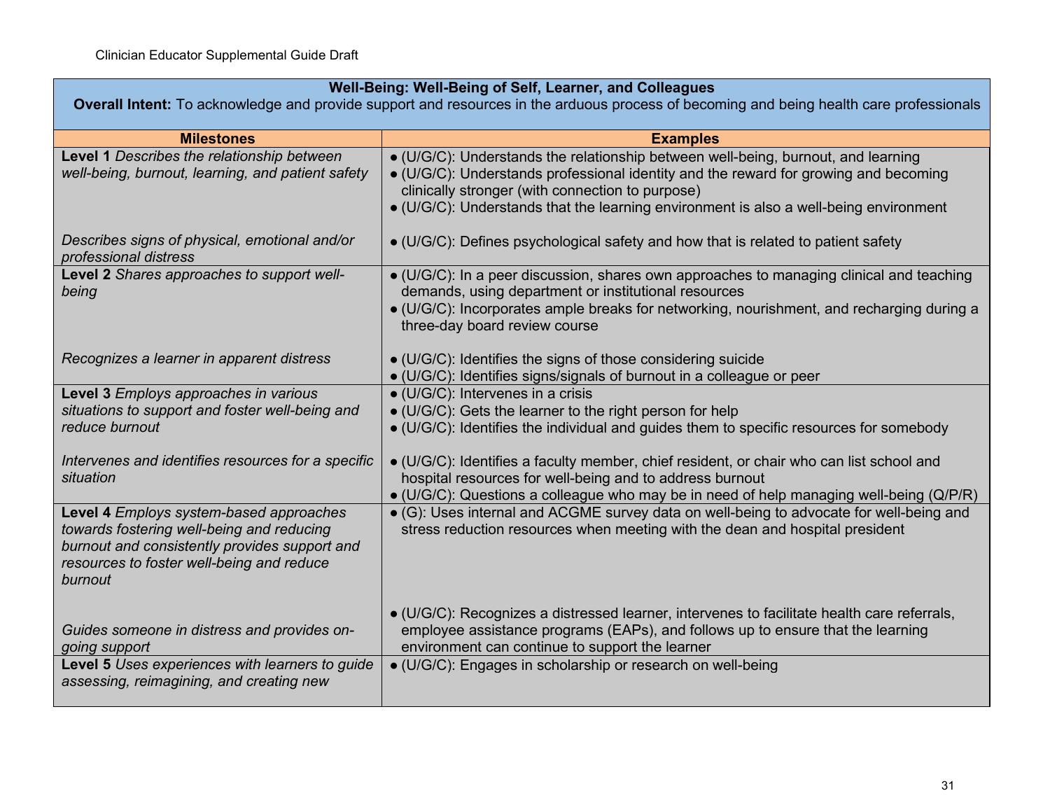| Well-Being: Well-Being of Self, Learner, and Colleagues<br>**Overall Intent:** To acknowledge and provide support and resources in the arduous process of becoming and being health care professionals | |
|---|---|
| **Milestones** | **Examples** |
| **Level 1** *Describes the relationship between well-being, burnout, learning, and patient safety*<br><br>*Describes signs of physical, emotional and/or professional distress* | ● (U/G/C): Understands the relationship between well-being, burnout, and learning<br>● (U/G/C): Understands professional identity and the reward for growing and becoming clinically stronger (with connection to purpose)<br>● (U/G/C): Understands that the learning environment is also a well-being environment<br><br>● (U/G/C): Defines psychological safety and how that is related to patient safety |
| **Level 2** *Shares approaches to support well-being*<br><br>*Recognizes a learner in apparent distress* | ● (U/G/C): In a peer discussion, shares own approaches to managing clinical and teaching demands, using department or institutional resources<br>● (U/G/C): Incorporates ample breaks for networking, nourishment, and recharging during a three-day board review course<br><br>● (U/G/C): Identifies the signs of those considering suicide<br>● (U/G/C): Identifies signs/signals of burnout in a colleague or peer |
| **Level 3** *Employs approaches in various situations to support and foster well-being and reduce burnout*<br><br>*Intervenes and identifies resources for a specific situation* | ● (U/G/C): Intervenes in a crisis<br>● (U/G/C): Gets the learner to the right person for help<br>● (U/G/C): Identifies the individual and guides them to specific resources for somebody<br><br>● (U/G/C): Identifies a faculty member, chief resident, or chair who can list school and hospital resources for well-being and to address burnout<br>● (U/G/C): Questions a colleague who may be in need of help managing well-being (Q/P/R) |
| **Level 4** *Employs system-based approaches towards fostering well-being and reducing burnout and consistently provides support and resources to foster well-being and reduce burnout*<br><br>*Guides someone in distress and provides on-going support* | ● (G): Uses internal and ACGME survey data on well-being to advocate for well-being and stress reduction resources when meeting with the dean and hospital president<br><br>● (U/G/C): Recognizes a distressed learner, intervenes to facilitate health care referrals, employee assistance programs (EAPs), and follows up to ensure that the learning environment can continue to support the learner |
| **Level 5** *Uses experiences with learners to guide assessing, reimagining, and creating new* | ● (U/G/C): Engages in scholarship or research on well-being |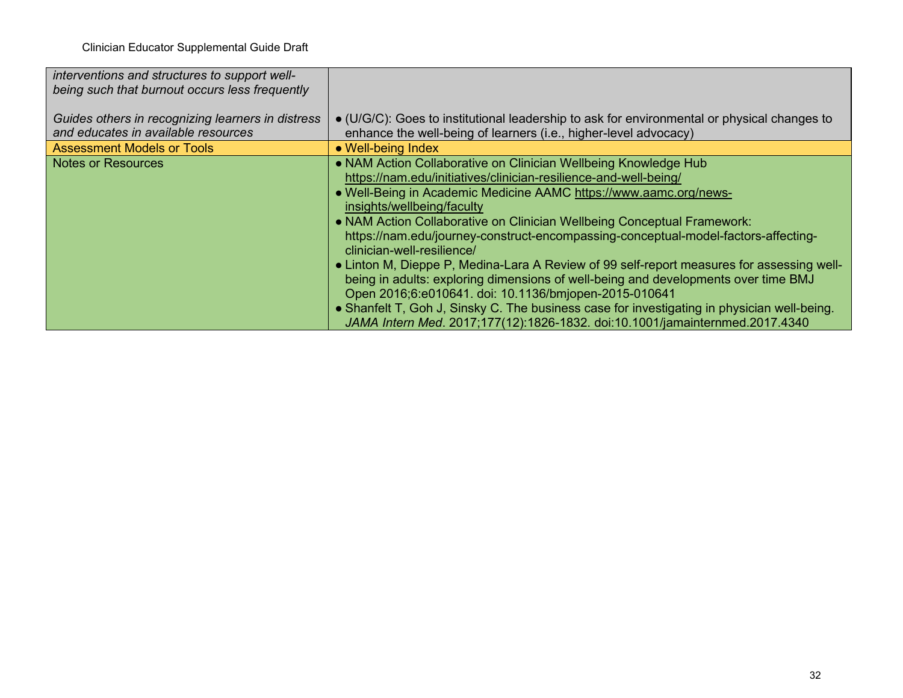| | |
|---|---|
| *interventions and structures to support well-being such that burnout occurs less frequently*<br><br>*Guides others in recognizing learners in distress and educates in available resources* | <br><br><br>• (U/G/C): Goes to institutional leadership to ask for environmental or physical changes to enhance the well-being of learners (i.e., higher-level advocacy) |
| Assessment Models or Tools | • Well-being Index |
| Notes or Resources | • NAM Action Collaborative on Clinician Wellbeing Knowledge Hub https://nam.edu/initiatives/clinician-resilience-and-well-being/<br>• Well-Being in Academic Medicine AAMC https://www.aamc.org/news-insights/wellbeing/faculty<br>• NAM Action Collaborative on Clinician Wellbeing Conceptual Framework: https://nam.edu/journey-construct-encompassing-conceptual-model-factors-affecting-clinician-well-resilience/<br>• Linton M, Dieppe P, Medina-Lara A Review of 99 self-report measures for assessing well-being in adults: exploring dimensions of well-being and developments over time BMJ Open 2016;6:e010641. doi: 10.1136/bmjopen-2015-010641<br>• Shanfelt T, Goh J, Sinsky C. The business case for investigating in physician well-being. *JAMA Intern Med*. 2017;177(12):1826-1832. doi:10.1001/jamainternmed.2017.4340 |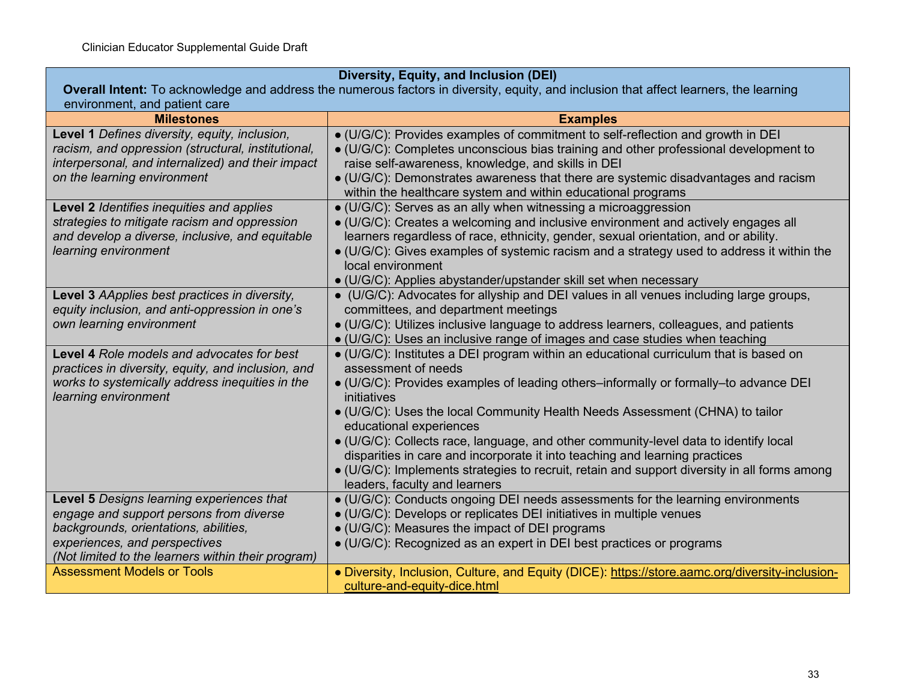| **Diversity, Equity, and Inclusion (DEI)**<br>**Overall Intent:** To acknowledge and address the numerous factors in diversity, equity, and inclusion that affect learners, the learning environment, and patient care | |
|---|---|
| **Milestones** | **Examples** |
| **Level 1** *Defines diversity, equity, inclusion, racism, and oppression (structural, institutional, interpersonal, and internalized) and their impact on the learning environment* | ● (U/G/C): Provides examples of commitment to self-reflection and growth in DEI<br>● (U/G/C): Completes unconscious bias training and other professional development to raise self-awareness, knowledge, and skills in DEI<br>● (U/G/C): Demonstrates awareness that there are systemic disadvantages and racism within the healthcare system and within educational programs |
| **Level 2** *Identifies inequities and applies strategies to mitigate racism and oppression and develop a diverse, inclusive, and equitable learning environment* | ● (U/G/C): Serves as an ally when witnessing a microaggression<br>● (U/G/C): Creates a welcoming and inclusive environment and actively engages all learners regardless of race, ethnicity, gender, sexual orientation, and or ability.<br>● (U/G/C): Gives examples of systemic racism and a strategy used to address it within the local environment<br>● (U/G/C): Applies abystander/upstander skill set when necessary |
| **Level 3** *AApplies best practices in diversity, equity inclusion, and anti-oppression in one's own learning environment* | ● (U/G/C): Advocates for allyship and DEI values in all venues including large groups, committees, and department meetings<br>● (U/G/C): Utilizes inclusive language to address learners, colleagues, and patients<br>● (U/G/C): Uses an inclusive range of images and case studies when teaching |
| **Level 4** *Role models and advocates for best practices in diversity, equity, and inclusion, and works to systemically address inequities in the learning environment* | ● (U/G/C): Institutes a DEI program within an educational curriculum that is based on assessment of needs<br>● (U/G/C): Provides examples of leading others–informally or formally–to advance DEI initiatives<br>● (U/G/C): Uses the local Community Health Needs Assessment (CHNA) to tailor educational experiences<br>● (U/G/C): Collects race, language, and other community-level data to identify local disparities in care and incorporate it into teaching and learning practices<br>● (U/G/C): Implements strategies to recruit, retain and support diversity in all forms among leaders, faculty and learners |
| **Level 5** *Designs learning experiences that engage and support persons from diverse backgrounds, orientations, abilities, experiences, and perspectives (Not limited to the learners within their program)* | ● (U/G/C): Conducts ongoing DEI needs assessments for the learning environments<br>● (U/G/C): Develops or replicates DEI initiatives in multiple venues<br>● (U/G/C): Measures the impact of DEI programs<br>● (U/G/C): Recognized as an expert in DEI best practices or programs |
| Assessment Models or Tools | ● Diversity, Inclusion, Culture, and Equity (DICE): https://store.aamc.org/diversity-inclusion-culture-and-equity-dice.html |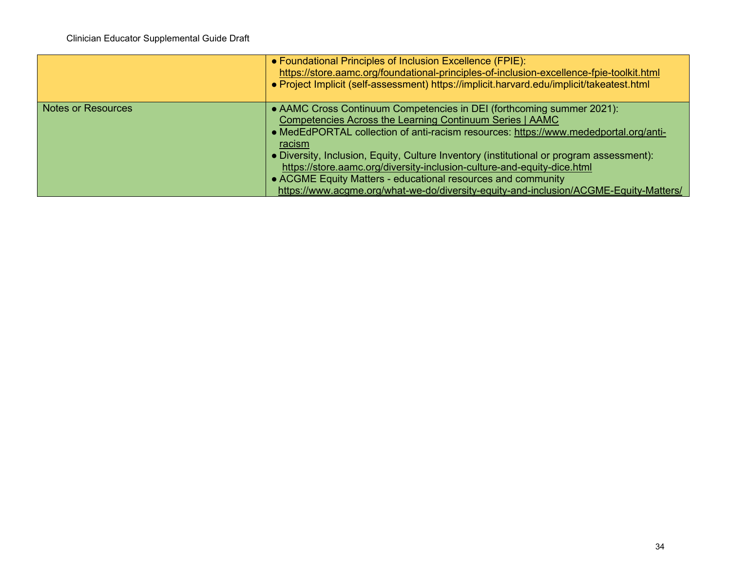| | |
|---|---|
| | • Foundational Principles of Inclusion Excellence (FPIE): https://store.aamc.org/foundational-principles-of-inclusion-excellence-fpie-toolkit.html<br>• Project Implicit (self-assessment) https://implicit.harvard.edu/implicit/takeatest.html |
| Notes or Resources | • AAMC Cross Continuum Competencies in DEI (forthcoming summer 2021): Competencies Across the Learning Continuum Series \| AAMC<br>• MedEdPORTAL collection of anti-racism resources: https://www.mededportal.org/anti-racism<br>• Diversity, Inclusion, Equity, Culture Inventory (institutional or program assessment): https://store.aamc.org/diversity-inclusion-culture-and-equity-dice.html<br>• ACGME Equity Matters - educational resources and community https://www.acgme.org/what-we-do/diversity-equity-and-inclusion/ACGME-Equity-Matters/ |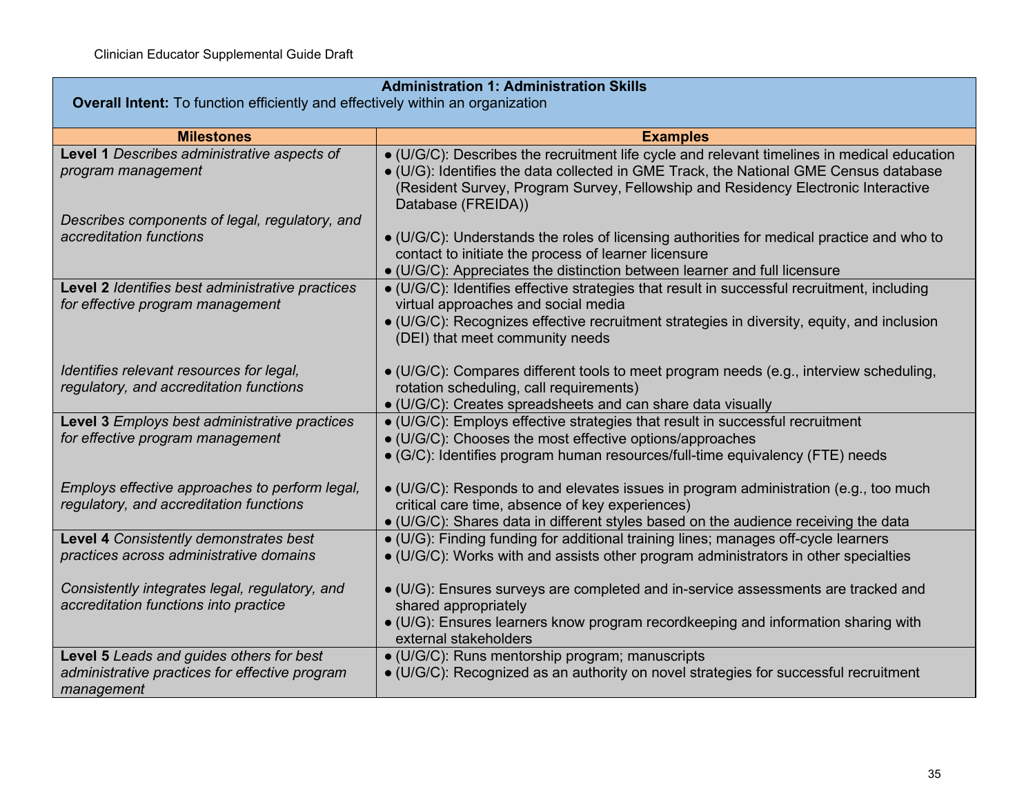| **Administration 1: Administration Skills**<br>**Overall Intent:** To function efficiently and effectively within an organization | |
|---|---|
| **Milestones** | **Examples** |
| **Level 1** *Describes administrative aspects of program management*<br><br>*Describes components of legal, regulatory, and accreditation functions* | ● (U/G/C): Describes the recruitment life cycle and relevant timelines in medical education<br>● (U/G): Identifies the data collected in GME Track, the National GME Census database (Resident Survey, Program Survey, Fellowship and Residency Electronic Interactive Database (FREIDA))<br><br>● (U/G/C): Understands the roles of licensing authorities for medical practice and who to contact to initiate the process of learner licensure<br>● (U/G/C): Appreciates the distinction between learner and full licensure |
| **Level 2** *Identifies best administrative practices for effective program management*<br><br>*Identifies relevant resources for legal, regulatory, and accreditation functions* | ● (U/G/C): Identifies effective strategies that result in successful recruitment, including virtual approaches and social media<br>● (U/G/C): Recognizes effective recruitment strategies in diversity, equity, and inclusion (DEI) that meet community needs<br><br>● (U/G/C): Compares different tools to meet program needs (e.g., interview scheduling, rotation scheduling, call requirements)<br>● (U/G/C): Creates spreadsheets and can share data visually |
| **Level 3** *Employs best administrative practices for effective program management*<br><br>*Employs effective approaches to perform legal, regulatory, and accreditation functions* | ● (U/G/C): Employs effective strategies that result in successful recruitment<br>● (U/G/C): Chooses the most effective options/approaches<br>● (G/C): Identifies program human resources/full-time equivalency (FTE) needs<br><br>● (U/G/C): Responds to and elevates issues in program administration (e.g., too much critical care time, absence of key experiences)<br>● (U/G/C): Shares data in different styles based on the audience receiving the data |
| **Level 4** *Consistently demonstrates best practices across administrative domains*<br><br>*Consistently integrates legal, regulatory, and accreditation functions into practice* | ● (U/G): Finding funding for additional training lines; manages off-cycle learners<br>● (U/G/C): Works with and assists other program administrators in other specialties<br><br>● (U/G): Ensures surveys are completed and in-service assessments are tracked and shared appropriately<br>● (U/G): Ensures learners know program recordkeeping and information sharing with external stakeholders |
| **Level 5** *Leads and guides others for best administrative practices for effective program management* | ● (U/G/C): Runs mentorship program; manuscripts<br>● (U/G/C): Recognized as an authority on novel strategies for successful recruitment |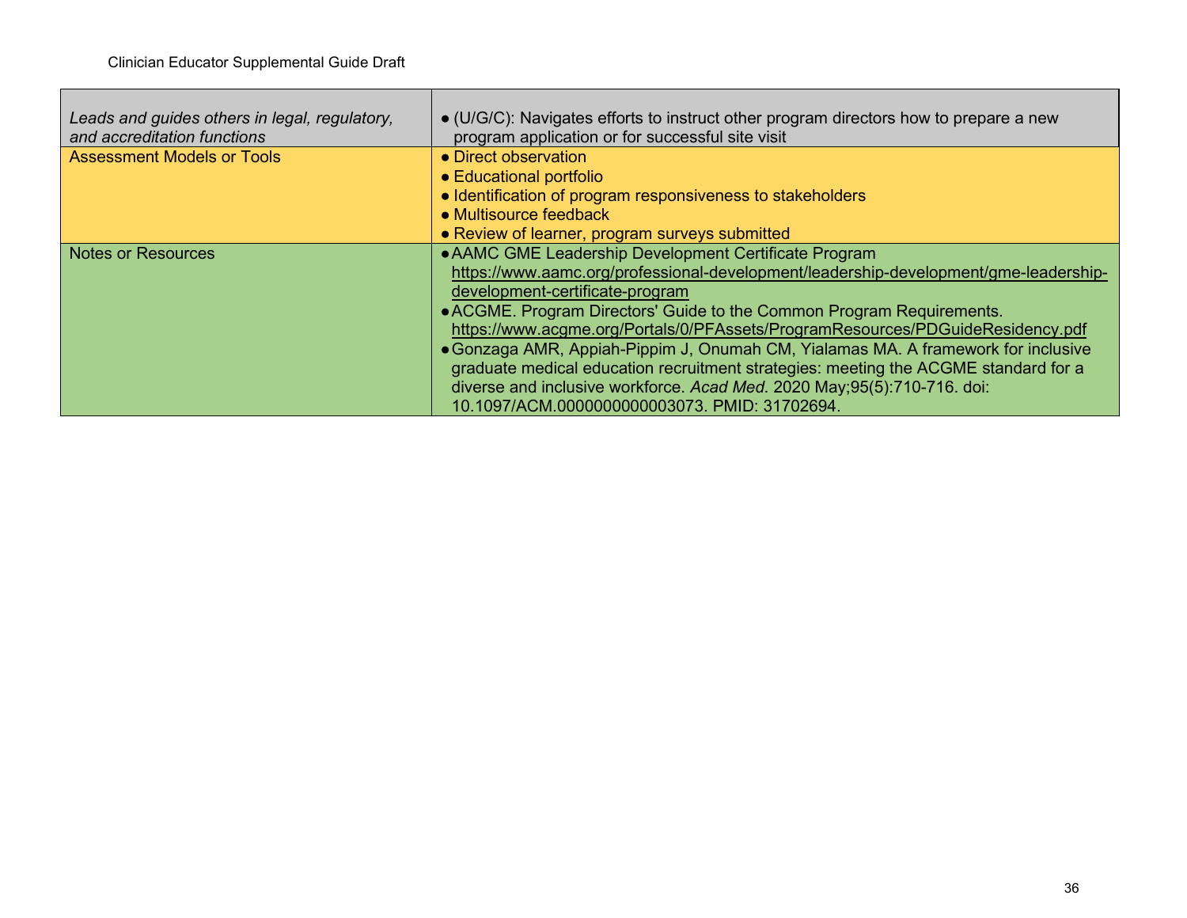| | |
|---|---|
| *Leads and guides others in legal, regulatory, and accreditation functions* | • (U/G/C): Navigates efforts to instruct other program directors how to prepare a new program application or for successful site visit |
| Assessment Models or Tools | • Direct observation<br>• Educational portfolio<br>• Identification of program responsiveness to stakeholders<br>• Multisource feedback<br>• Review of learner, program surveys submitted |
| Notes or Resources | • AAMC GME Leadership Development Certificate Program https://www.aamc.org/professional-development/leadership-development/gme-leadership-development-certificate-program<br>• ACGME. Program Directors' Guide to the Common Program Requirements. https://www.acgme.org/Portals/0/PFAssets/ProgramResources/PDGuideResidency.pdf<br>• Gonzaga AMR, Appiah-Pippim J, Onumah CM, Yialamas MA. A framework for inclusive graduate medical education recruitment strategies: meeting the ACGME standard for a diverse and inclusive workforce. *Acad Med.* 2020 May;95(5):710-716. doi: 10.1097/ACM.0000000000003073. PMID: 31702694. |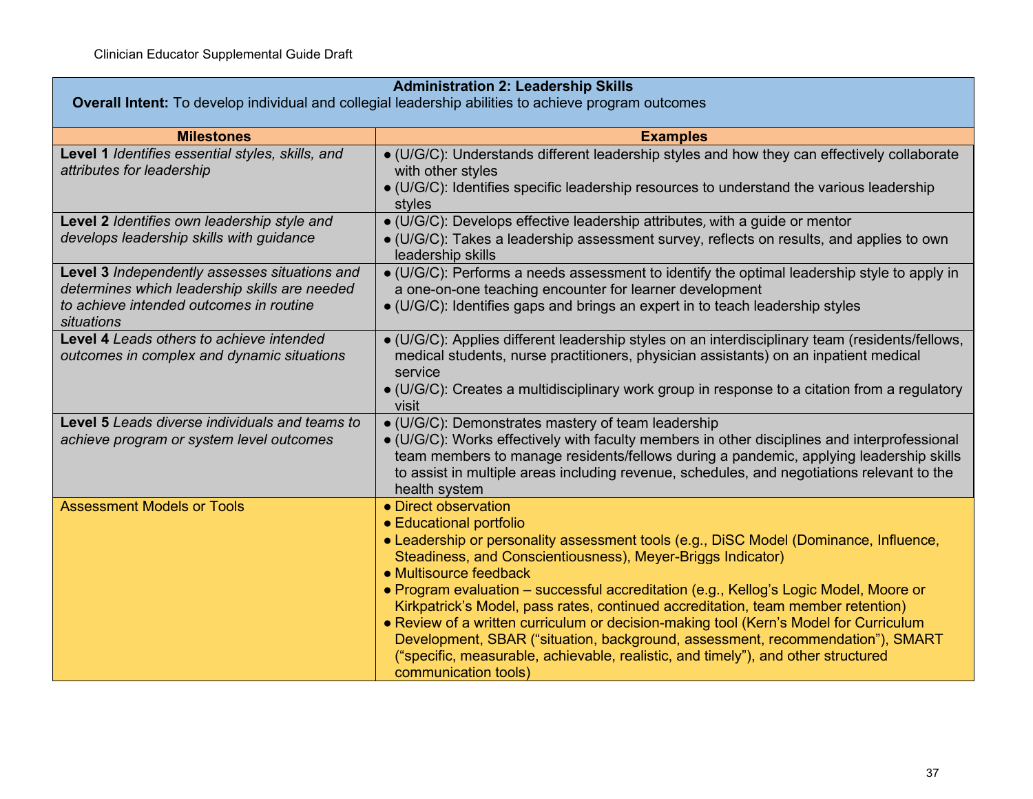| **Administration 2: Leadership Skills**<br>**Overall Intent:** To develop individual and collegial leadership abilities to achieve program outcomes | |
|---|---|
| **Milestones** | **Examples** |
| **Level 1** *Identifies essential styles, skills, and attributes for leadership* | ● (U/G/C): Understands different leadership styles and how they can effectively collaborate with other styles<br>● (U/G/C): Identifies specific leadership resources to understand the various leadership styles |
| **Level 2** *Identifies own leadership style and develops leadership skills with guidance* | ● (U/G/C): Develops effective leadership attributes, with a guide or mentor<br>● (U/G/C): Takes a leadership assessment survey, reflects on results, and applies to own leadership skills |
| **Level 3** *Independently assesses situations and determines which leadership skills are needed to achieve intended outcomes in routine situations* | ● (U/G/C): Performs a needs assessment to identify the optimal leadership style to apply in a one-on-one teaching encounter for learner development<br>● (U/G/C): Identifies gaps and brings an expert in to teach leadership styles |
| **Level 4** *Leads others to achieve intended outcomes in complex and dynamic situations* | ● (U/G/C): Applies different leadership styles on an interdisciplinary team (residents/fellows, medical students, nurse practitioners, physician assistants) on an inpatient medical service<br>● (U/G/C): Creates a multidisciplinary work group in response to a citation from a regulatory visit |
| **Level 5** *Leads diverse individuals and teams to achieve program or system level outcomes* | ● (U/G/C): Demonstrates mastery of team leadership<br>● (U/G/C): Works effectively with faculty members in other disciplines and interprofessional team members to manage residents/fellows during a pandemic, applying leadership skills to assist in multiple areas including revenue, schedules, and negotiations relevant to the health system |
| Assessment Models or Tools | ● Direct observation<br>● Educational portfolio<br>● Leadership or personality assessment tools (e.g., DiSC Model (Dominance, Influence, Steadiness, and Conscientiousness), Meyer-Briggs Indicator)<br>● Multisource feedback<br>● Program evaluation – successful accreditation (e.g., Kellog's Logic Model, Moore or Kirkpatrick's Model, pass rates, continued accreditation, team member retention)<br>● Review of a written curriculum or decision-making tool (Kern's Model for Curriculum Development, SBAR ("situation, background, assessment, recommendation"), SMART ("specific, measurable, achievable, realistic, and timely"), and other structured communication tools) |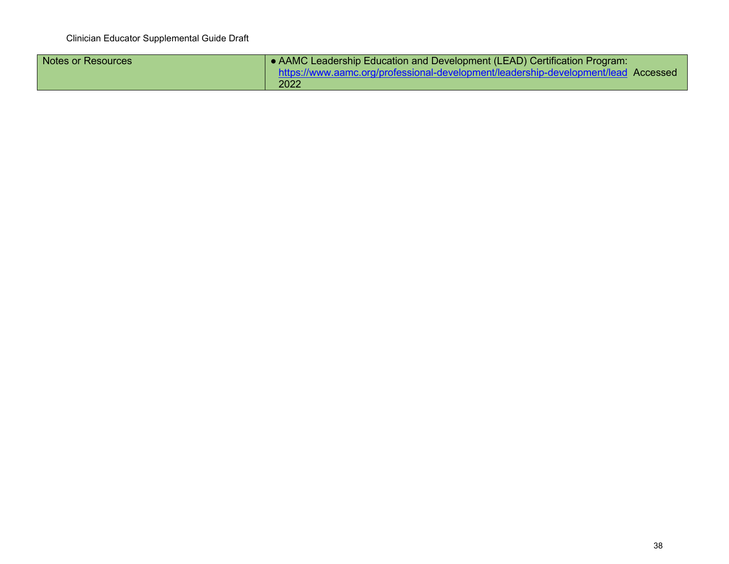| Notes or Resources | • AAMC Leadership Education and Development (LEAD) Certification Program: https://www.aamc.org/professional-development/leadership-development/lead Accessed 2022 |
|---|---|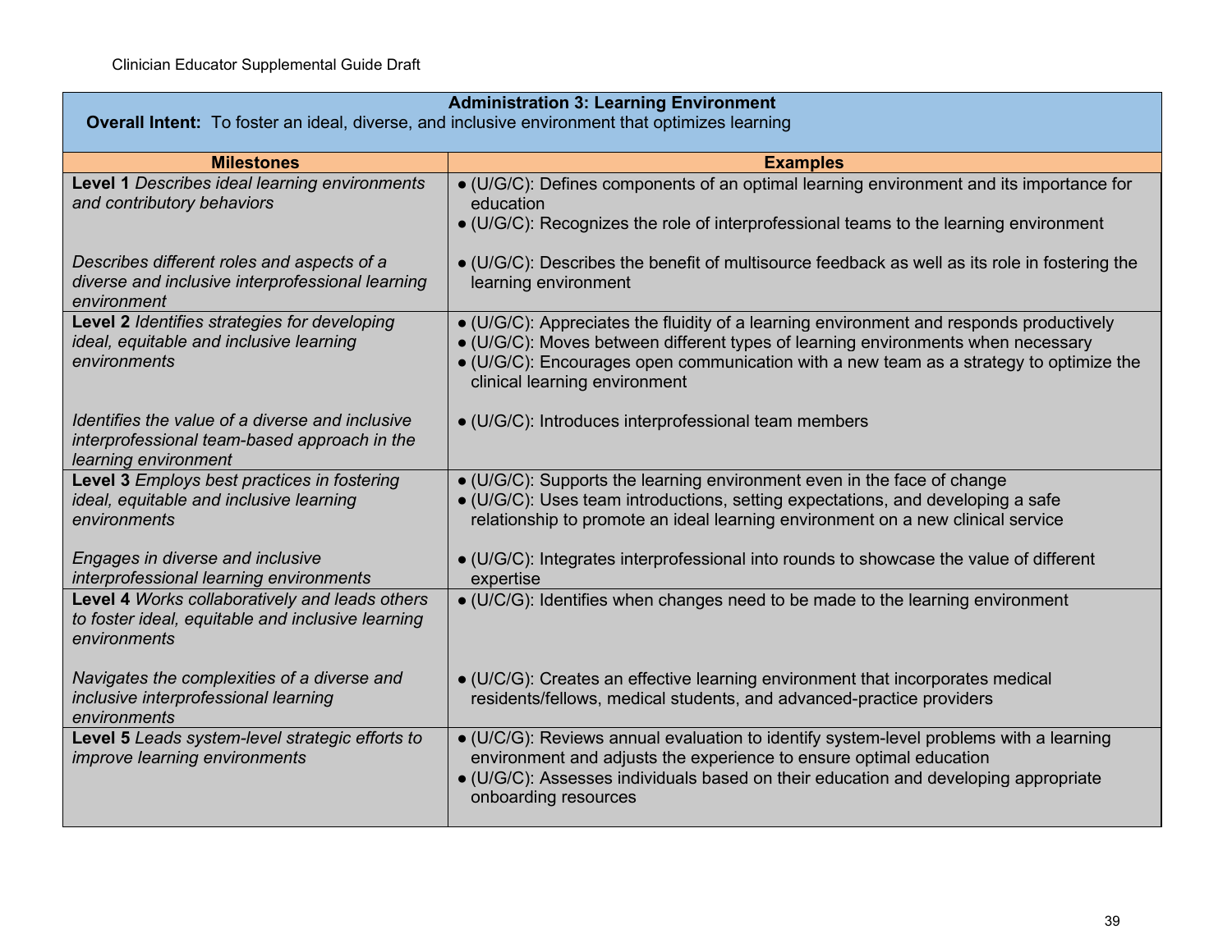| **Administration 3: Learning Environment**<br>**Overall Intent:** To foster an ideal, diverse, and inclusive environment that optimizes learning | |
|---|---|
| **Milestones** | **Examples** |
| **Level 1** *Describes ideal learning environments and contributory behaviors*<br><br>*Describes different roles and aspects of a diverse and inclusive interprofessional learning environment* | ● (U/G/C): Defines components of an optimal learning environment and its importance for education<br>● (U/G/C): Recognizes the role of interprofessional teams to the learning environment<br><br>● (U/G/C): Describes the benefit of multisource feedback as well as its role in fostering the learning environment |
| **Level 2** *Identifies strategies for developing ideal, equitable and inclusive learning environments*<br><br>*Identifies the value of a diverse and inclusive interprofessional team-based approach in the learning environment* | ● (U/G/C): Appreciates the fluidity of a learning environment and responds productively<br>● (U/G/C): Moves between different types of learning environments when necessary<br>● (U/G/C): Encourages open communication with a new team as a strategy to optimize the clinical learning environment<br><br>● (U/G/C): Introduces interprofessional team members |
| **Level 3** *Employs best practices in fostering ideal, equitable and inclusive learning environments*<br><br>*Engages in diverse and inclusive interprofessional learning environments* | ● (U/G/C): Supports the learning environment even in the face of change<br>● (U/G/C): Uses team introductions, setting expectations, and developing a safe relationship to promote an ideal learning environment on a new clinical service<br><br>● (U/G/C): Integrates interprofessional into rounds to showcase the value of different expertise |
| **Level 4** *Works collaboratively and leads others to foster ideal, equitable and inclusive learning environments*<br><br>*Navigates the complexities of a diverse and inclusive interprofessional learning environments* | ● (U/C/G): Identifies when changes need to be made to the learning environment<br><br>● (U/C/G): Creates an effective learning environment that incorporates medical residents/fellows, medical students, and advanced-practice providers |
| **Level 5** *Leads system-level strategic efforts to improve learning environments* | ● (U/C/G): Reviews annual evaluation to identify system-level problems with a learning environment and adjusts the experience to ensure optimal education<br>● (U/G/C): Assesses individuals based on their education and developing appropriate onboarding resources |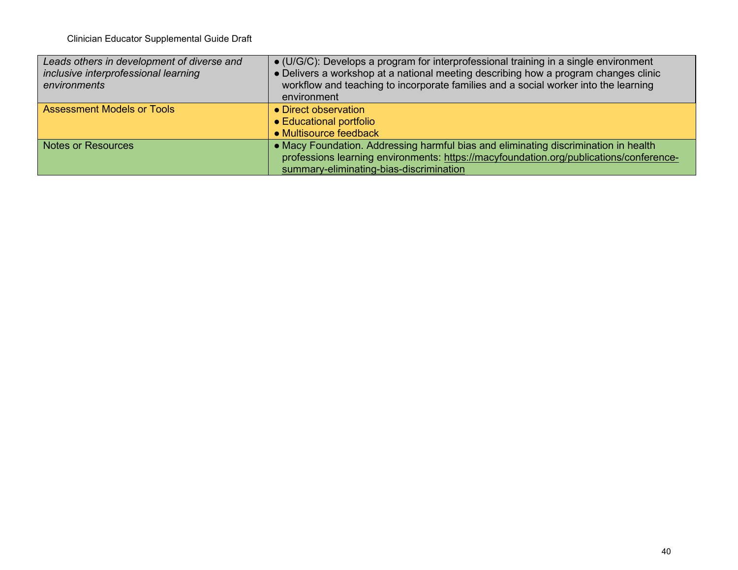| | |
|---|---|
| *Leads others in development of diverse and inclusive interprofessional learning environments* | ● (U/G/C): Develops a program for interprofessional training in a single environment<br>● Delivers a workshop at a national meeting describing how a program changes clinic workflow and teaching to incorporate families and a social worker into the learning environment |
| Assessment Models or Tools | ● Direct observation<br>● Educational portfolio<br>● Multisource feedback |
| Notes or Resources | ● Macy Foundation. Addressing harmful bias and eliminating discrimination in health professions learning environments: https://macyfoundation.org/publications/conference-summary-eliminating-bias-discrimination |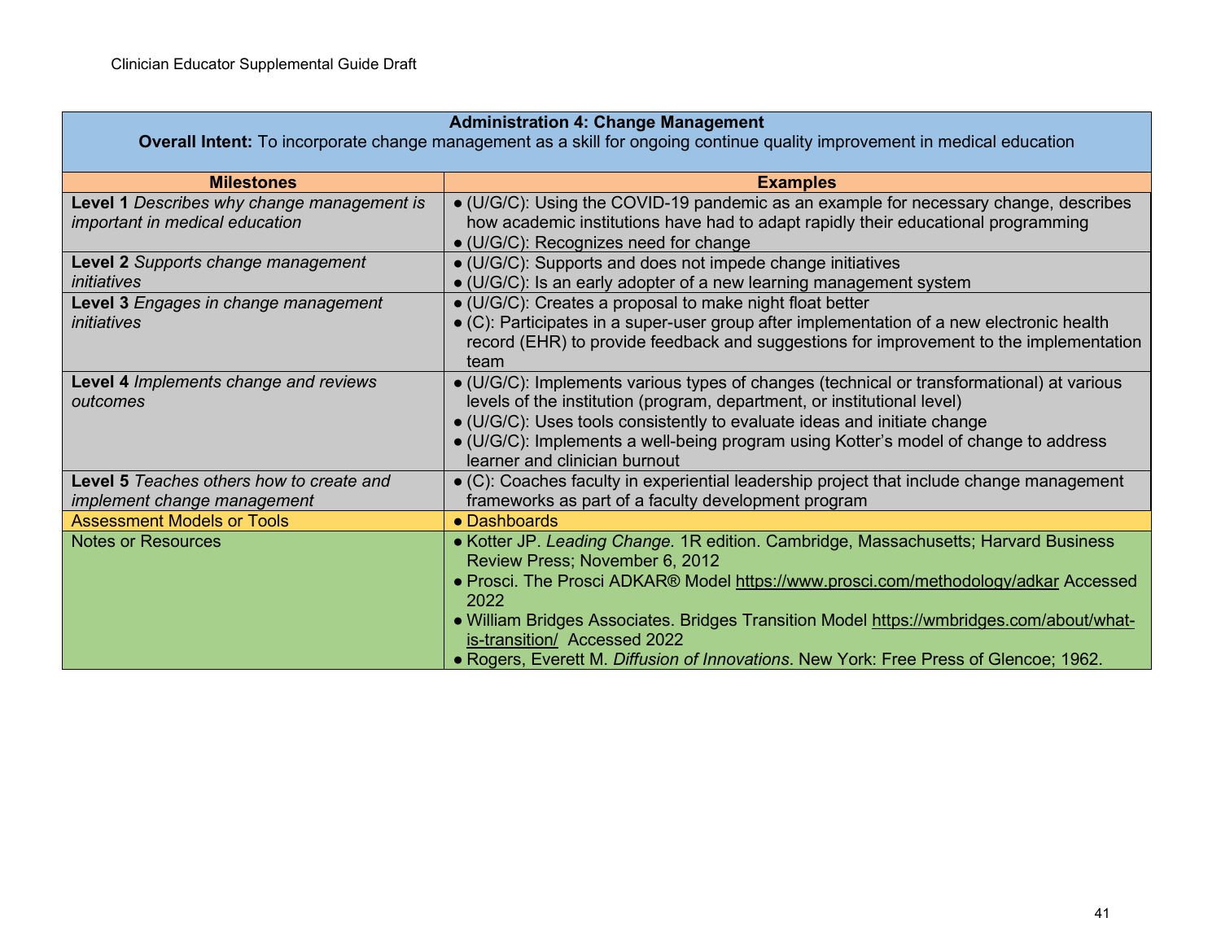| Administration 4: Change Management<br>**Overall Intent:** To incorporate change management as a skill for ongoing continue quality improvement in medical education | |
|---|---|
| **Milestones** | **Examples** |
| **Level 1** *Describes why change management is important in medical education* | ● (U/G/C): Using the COVID-19 pandemic as an example for necessary change, describes how academic institutions have had to adapt rapidly their educational programming<br>● (U/G/C): Recognizes need for change |
| **Level 2** *Supports change management initiatives* | ● (U/G/C): Supports and does not impede change initiatives<br>● (U/G/C): Is an early adopter of a new learning management system |
| **Level 3** *Engages in change management initiatives* | ● (U/G/C): Creates a proposal to make night float better<br>● (C): Participates in a super-user group after implementation of a new electronic health record (EHR) to provide feedback and suggestions for improvement to the implementation team |
| **Level 4** *Implements change and reviews outcomes* | ● (U/G/C): Implements various types of changes (technical or transformational) at various levels of the institution (program, department, or institutional level)<br>● (U/G/C): Uses tools consistently to evaluate ideas and initiate change<br>● (U/G/C): Implements a well-being program using Kotter's model of change to address learner and clinician burnout |
| **Level 5** *Teaches others how to create and implement change management* | ● (C): Coaches faculty in experiential leadership project that include change management frameworks as part of a faculty development program |
| Assessment Models or Tools | ● Dashboards |
| Notes or Resources | ● Kotter JP. *Leading Change.* 1R edition. Cambridge, Massachusetts; Harvard Business Review Press; November 6, 2012<br>● Prosci. The Prosci ADKAR® Model https://www.prosci.com/methodology/adkar Accessed 2022<br>● William Bridges Associates. Bridges Transition Model https://wmbridges.com/about/what-is-transition/ Accessed 2022<br>● Rogers, Everett M. *Diffusion of Innovations*. New York: Free Press of Glencoe; 1962. |